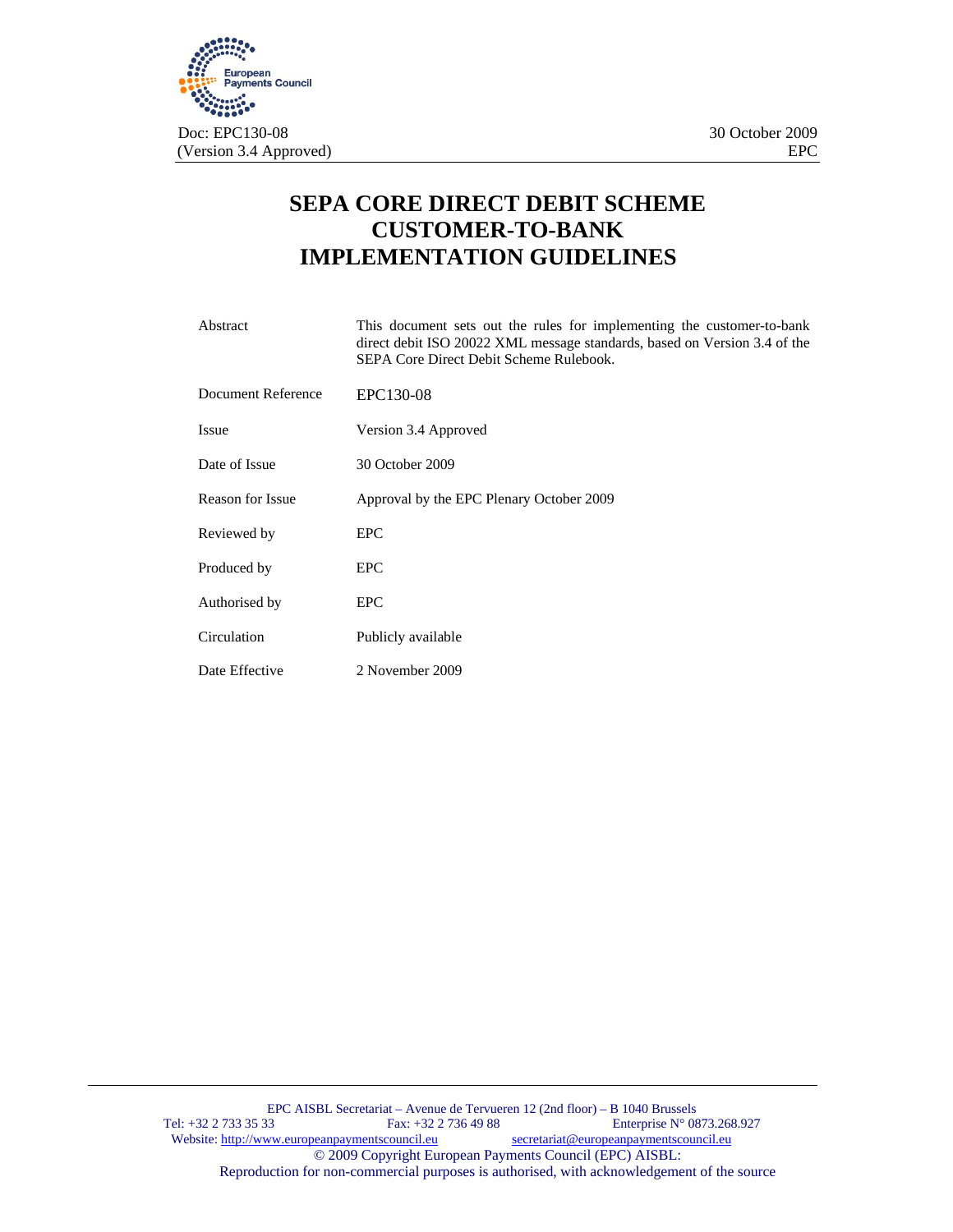Doc: EPC130-08
(Version 3.4 Approved)

30 October 2009
EPC

# SEPA CORE DIRECT DEBIT SCHEME CUSTOMER-TO-BANK IMPLEMENTATION GUIDELINES

| | |
|---|---|
| Abstract | This document sets out the rules for implementing the customer-to-bank direct debit ISO 20022 XML message standards, based on Version 3.4 of the SEPA Core Direct Debit Scheme Rulebook. |
| Document Reference | EPC130-08 |
| Issue | Version 3.4 Approved |
| Date of Issue | 30 October 2009 |
| Reason for Issue | Approval by the EPC Plenary October 2009 |
| Reviewed by | EPC |
| Produced by | EPC |
| Authorised by | EPC |
| Circulation | Publicly available |
| Date Effective | 2 November 2009 |

EPC AISBL Secretariat – Avenue de Tervueren 12 (2nd floor) – B 1040 Brussels
Tel: +32 2 733 35 33 Fax: +32 2 736 49 88 Enterprise N° 0873.268.927
Website: http://www.europeanpaymentscouncil.eu secretariat@europeanpaymentscouncil.eu
© 2009 Copyright European Payments Council (EPC) AISBL:
Reproduction for non-commercial purposes is authorised, with acknowledgement of the source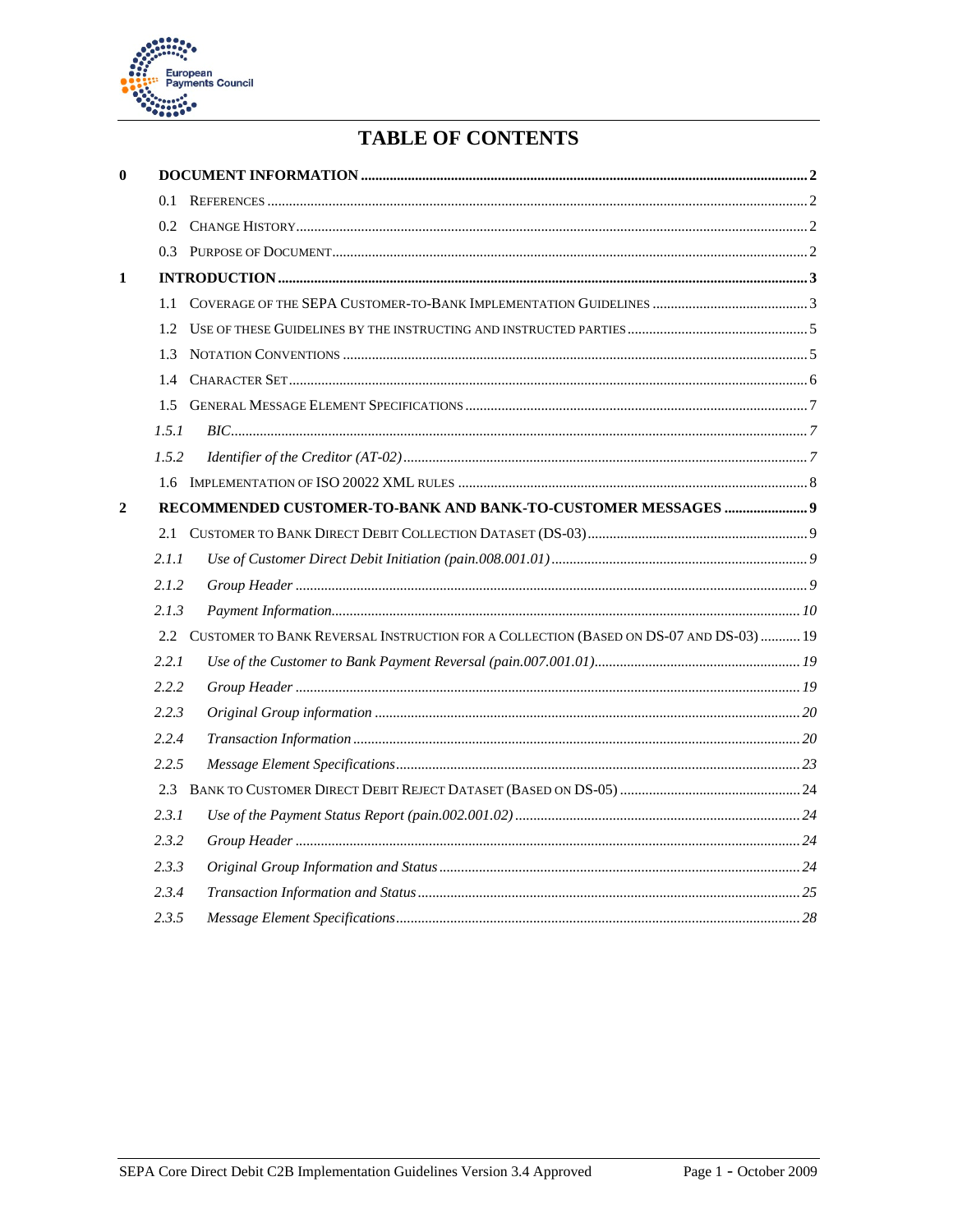# TABLE OF CONTENTS

**0 DOCUMENT INFORMATION** .......... **2**

- 0.1 REFERENCES .......... 2
- 0.2 CHANGE HISTORY .......... 2
- 0.3 PURPOSE OF DOCUMENT .......... 2

**1 INTRODUCTION** .......... **3**

- 1.1 COVERAGE OF THE SEPA CUSTOMER-TO-BANK IMPLEMENTATION GUIDELINES .......... 3
- 1.2 USE OF THESE GUIDELINES BY THE INSTRUCTING AND INSTRUCTED PARTIES .......... 5
- 1.3 NOTATION CONVENTIONS .......... 5
- 1.4 CHARACTER SET .......... 6
- 1.5 GENERAL MESSAGE ELEMENT SPECIFICATIONS .......... 7
  - *1.5.1 BIC* .......... *7*
  - *1.5.2 Identifier of the Creditor (AT-02)* .......... *7*
- 1.6 IMPLEMENTATION OF ISO 20022 XML RULES .......... 8

**2 RECOMMENDED CUSTOMER-TO-BANK AND BANK-TO-CUSTOMER MESSAGES** .......... **9**

- 2.1 CUSTOMER TO BANK DIRECT DEBIT COLLECTION DATASET (DS-03) .......... 9
  - *2.1.1 Use of Customer Direct Debit Initiation (pain.008.001.01)* .......... *9*
  - *2.1.2 Group Header* .......... *9*
  - *2.1.3 Payment Information* .......... *10*
- 2.2 CUSTOMER TO BANK REVERSAL INSTRUCTION FOR A COLLECTION (BASED ON DS-07 AND DS-03) .......... 19
  - *2.2.1 Use of the Customer to Bank Payment Reversal (pain.007.001.01)* .......... *19*
  - *2.2.2 Group Header* .......... *19*
  - *2.2.3 Original Group information* .......... *20*
  - *2.2.4 Transaction Information* .......... *20*
  - *2.2.5 Message Element Specifications* .......... *23*
- 2.3 BANK TO CUSTOMER DIRECT DEBIT REJECT DATASET (BASED ON DS-05) .......... 24
  - *2.3.1 Use of the Payment Status Report (pain.002.001.02)* .......... *24*
  - *2.3.2 Group Header* .......... *24*
  - *2.3.3 Original Group Information and Status* .......... *24*
  - *2.3.4 Transaction Information and Status* .......... *25*
  - *2.3.5 Message Element Specifications* .......... *28*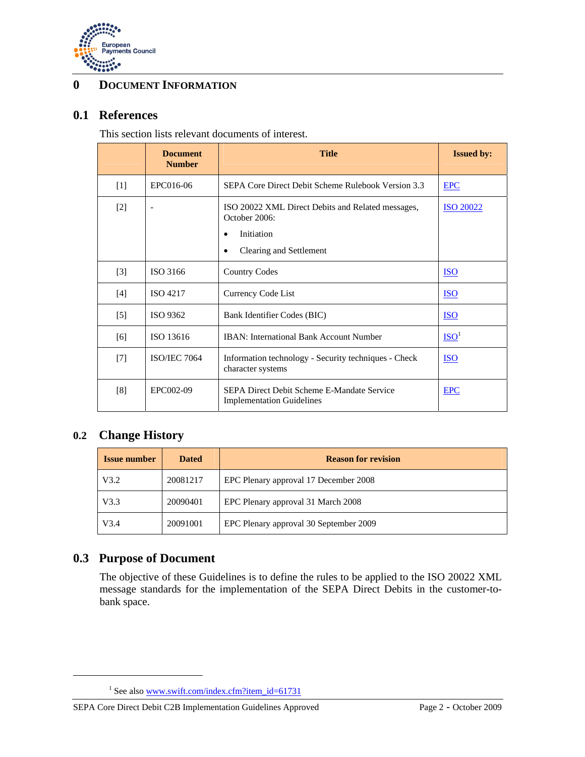# 0 DOCUMENT INFORMATION

## 0.1 References

This section lists relevant documents of interest.

| | Document Number | Title | Issued by: |
|---|---|---|---|
| [1] | EPC016-06 | SEPA Core Direct Debit Scheme Rulebook Version 3.3 | EPC |
| [2] | - | ISO 20022 XML Direct Debits and Related messages, October 2006:<br>• Initiation<br>• Clearing and Settlement | ISO 20022 |
| [3] | ISO 3166 | Country Codes | ISO |
| [4] | ISO 4217 | Currency Code List | ISO |
| [5] | ISO 9362 | Bank Identifier Codes (BIC) | ISO |
| [6] | ISO 13616 | IBAN: International Bank Account Number | ISO[1] |
| [7] | ISO/IEC 7064 | Information technology - Security techniques - Check character systems | ISO |
| [8] | EPC002-09 | SEPA Direct Debit Scheme E-Mandate Service Implementation Guidelines | EPC |

## 0.2 Change History

| Issue number | Dated | Reason for revision |
|---|---|---|
| V3.2 | 20081217 | EPC Plenary approval 17 December 2008 |
| V3.3 | 20090401 | EPC Plenary approval 31 March 2008 |
| V3.4 | 20091001 | EPC Plenary approval 30 September 2009 |

## 0.3 Purpose of Document

The objective of these Guidelines is to define the rules to be applied to the ISO 20022 XML message standards for the implementation of the SEPA Direct Debits in the customer-to-bank space.

[1] See also www.swift.com/index.cfm?item_id=61731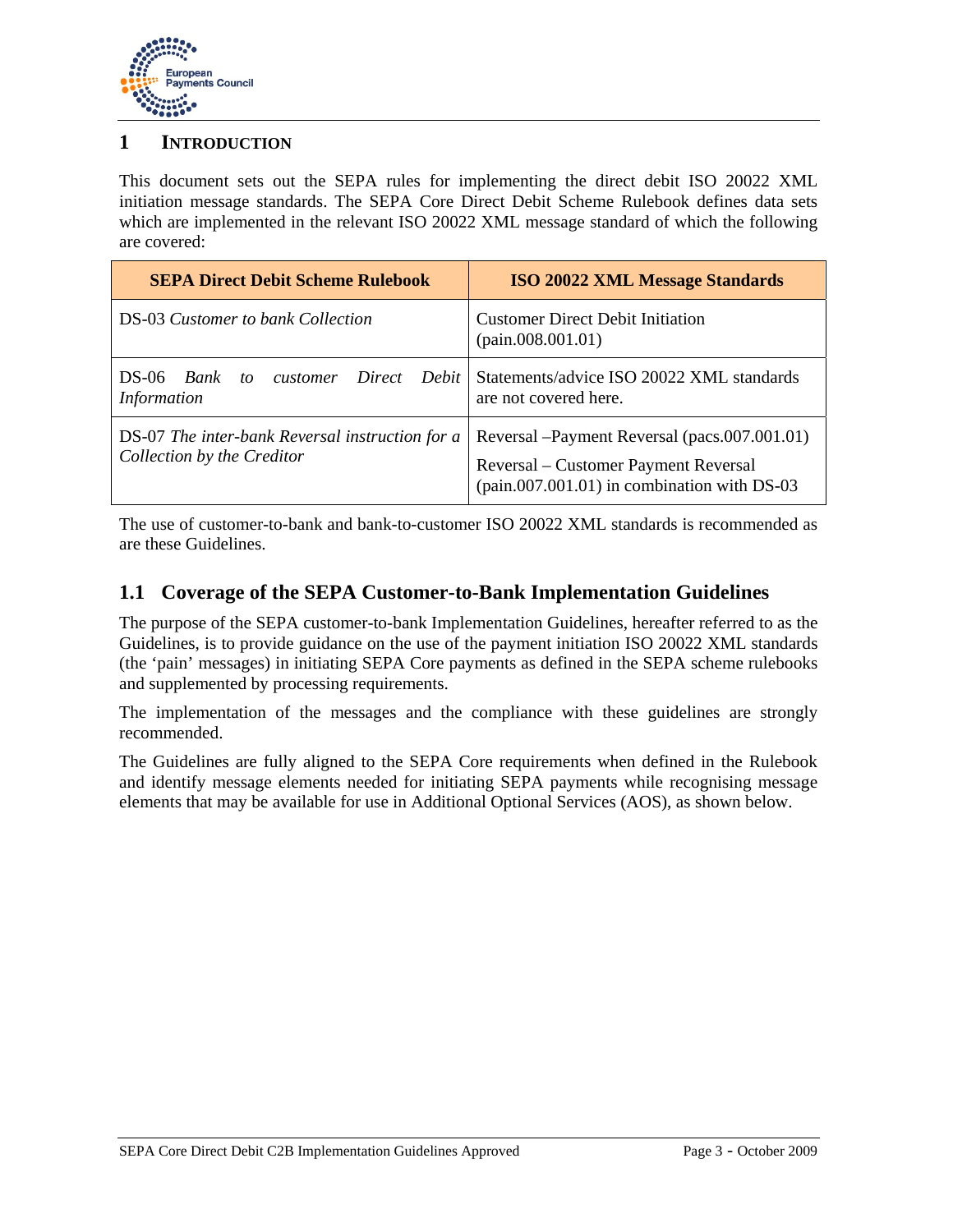# 1 INTRODUCTION

This document sets out the SEPA rules for implementing the direct debit ISO 20022 XML initiation message standards. The SEPA Core Direct Debit Scheme Rulebook defines data sets which are implemented in the relevant ISO 20022 XML message standard of which the following are covered:

| SEPA Direct Debit Scheme Rulebook | ISO 20022 XML Message Standards |
|---|---|
| DS-03 *Customer to bank Collection* | Customer Direct Debit Initiation (pain.008.001.01) |
| DS-06 *Bank to customer Direct Debit Information* | Statements/advice ISO 20022 XML standards are not covered here. |
| DS-07 *The inter-bank Reversal instruction for a Collection by the Creditor* | Reversal –Payment Reversal (pacs.007.001.01)<br>Reversal – Customer Payment Reversal (pain.007.001.01) in combination with DS-03 |

The use of customer-to-bank and bank-to-customer ISO 20022 XML standards is recommended as are these Guidelines.

## 1.1 Coverage of the SEPA Customer-to-Bank Implementation Guidelines

The purpose of the SEPA customer-to-bank Implementation Guidelines, hereafter referred to as the Guidelines, is to provide guidance on the use of the payment initiation ISO 20022 XML standards (the 'pain' messages) in initiating SEPA Core payments as defined in the SEPA scheme rulebooks and supplemented by processing requirements.

The implementation of the messages and the compliance with these guidelines are strongly recommended.

The Guidelines are fully aligned to the SEPA Core requirements when defined in the Rulebook and identify message elements needed for initiating SEPA payments while recognising message elements that may be available for use in Additional Optional Services (AOS), as shown below.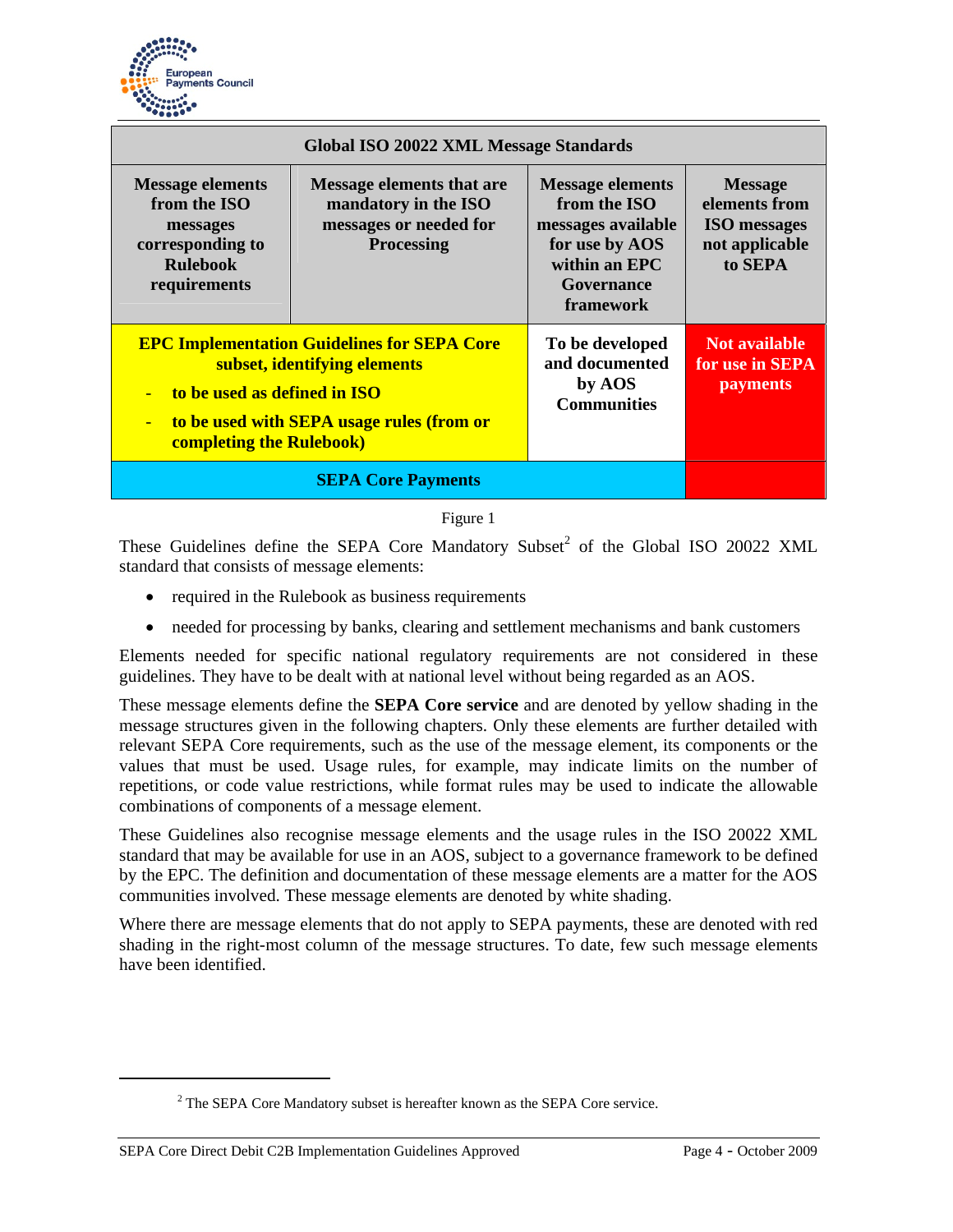| Global ISO 20022 XML Message Standards | | | |
|---|---|---|---|
| **Message elements from the ISO messages corresponding to Rulebook requirements** | **Message elements that are mandatory in the ISO messages or needed for Processing** | **Message elements from the ISO messages available for use by AOS within an EPC Governance framework** | **Message elements from ISO messages not applicable to SEPA** |
| **EPC Implementation Guidelines for SEPA Core subset, identifying elements**<br>- **to be used as defined in ISO**<br>- **to be used with SEPA usage rules (from or completing the Rulebook)** | | **To be developed and documented by AOS Communities** | **Not available for use in SEPA payments** |
| **SEPA Core Payments** | | | |

Figure 1

These Guidelines define the SEPA Core Mandatory Subset[2] of the Global ISO 20022 XML standard that consists of message elements:

- required in the Rulebook as business requirements
- needed for processing by banks, clearing and settlement mechanisms and bank customers

Elements needed for specific national regulatory requirements are not considered in these guidelines. They have to be dealt with at national level without being regarded as an AOS.

These message elements define the **SEPA Core service** and are denoted by yellow shading in the message structures given in the following chapters. Only these elements are further detailed with relevant SEPA Core requirements, such as the use of the message element, its components or the values that must be used. Usage rules, for example, may indicate limits on the number of repetitions, or code value restrictions, while format rules may be used to indicate the allowable combinations of components of a message element.

These Guidelines also recognise message elements and the usage rules in the ISO 20022 XML standard that may be available for use in an AOS, subject to a governance framework to be defined by the EPC. The definition and documentation of these message elements are a matter for the AOS communities involved. These message elements are denoted by white shading.

Where there are message elements that do not apply to SEPA payments, these are denoted with red shading in the right-most column of the message structures. To date, few such message elements have been identified.

[2] The SEPA Core Mandatory subset is hereafter known as the SEPA Core service.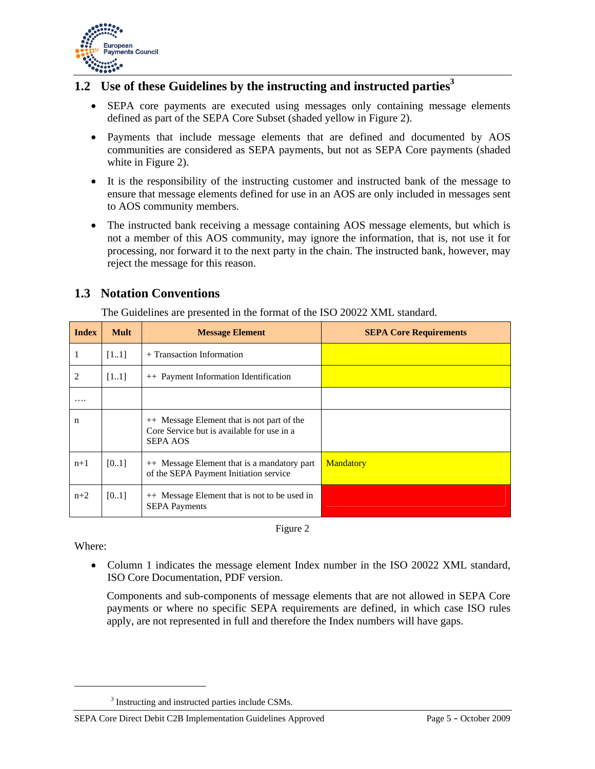## 1.2 Use of these Guidelines by the instructing and instructed parties[3]

- SEPA core payments are executed using messages only containing message elements defined as part of the SEPA Core Subset (shaded yellow in Figure 2).
- Payments that include message elements that are defined and documented by AOS communities are considered as SEPA payments, but not as SEPA Core payments (shaded white in Figure 2).
- It is the responsibility of the instructing customer and instructed bank of the message to ensure that message elements defined for use in an AOS are only included in messages sent to AOS community members.
- The instructed bank receiving a message containing AOS message elements, but which is not a member of this AOS community, may ignore the information, that is, not use it for processing, nor forward it to the next party in the chain. The instructed bank, however, may reject the message for this reason.

## 1.3 Notation Conventions

The Guidelines are presented in the format of the ISO 20022 XML standard.

| Index | Mult | Message Element | SEPA Core Requirements |
|---|---|---|---|
| 1 | [1..1] | + Transaction Information | |
| 2 | [1..1] | ++ Payment Information Identification | |
| …. | | | |
| n | | ++ Message Element that is not part of the Core Service but is available for use in a SEPA AOS | |
| n+1 | [0..1] | ++ Message Element that is a mandatory part of the SEPA Payment Initiation service | Mandatory |
| n+2 | [0..1] | ++ Message Element that is not to be used in SEPA Payments | |

Figure 2

Where:

- Column 1 indicates the message element Index number in the ISO 20022 XML standard, ISO Core Documentation, PDF version.

  Components and sub-components of message elements that are not allowed in SEPA Core payments or where no specific SEPA requirements are defined, in which case ISO rules apply, are not represented in full and therefore the Index numbers will have gaps.

---

[3] Instructing and instructed parties include CSMs.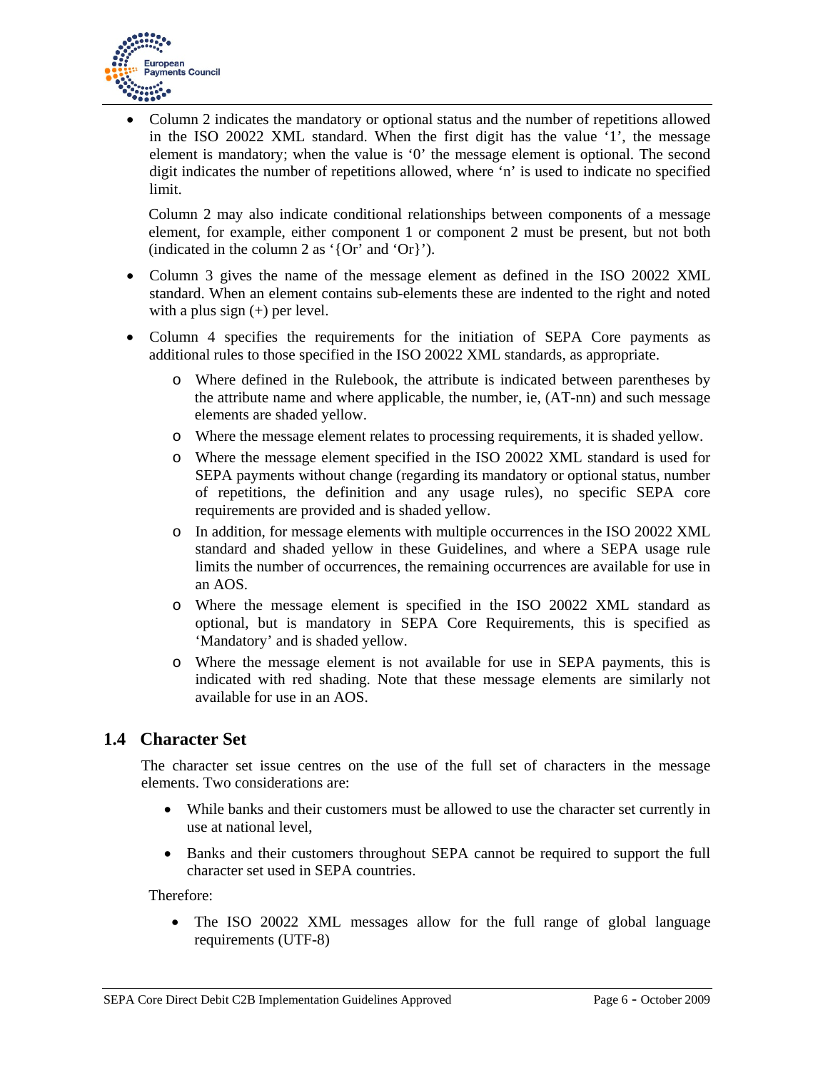- Column 2 indicates the mandatory or optional status and the number of repetitions allowed in the ISO 20022 XML standard. When the first digit has the value '1', the message element is mandatory; when the value is '0' the message element is optional. The second digit indicates the number of repetitions allowed, where 'n' is used to indicate no specified limit.

  Column 2 may also indicate conditional relationships between components of a message element, for example, either component 1 or component 2 must be present, but not both (indicated in the column 2 as '{Or' and 'Or}').

- Column 3 gives the name of the message element as defined in the ISO 20022 XML standard. When an element contains sub-elements these are indented to the right and noted with a plus sign (+) per level.

- Column 4 specifies the requirements for the initiation of SEPA Core payments as additional rules to those specified in the ISO 20022 XML standards, as appropriate.

  - Where defined in the Rulebook, the attribute is indicated between parentheses by the attribute name and where applicable, the number, ie, (AT-nn) and such message elements are shaded yellow.
  - Where the message element relates to processing requirements, it is shaded yellow.
  - Where the message element specified in the ISO 20022 XML standard is used for SEPA payments without change (regarding its mandatory or optional status, number of repetitions, the definition and any usage rules), no specific SEPA core requirements are provided and is shaded yellow.
  - In addition, for message elements with multiple occurrences in the ISO 20022 XML standard and shaded yellow in these Guidelines, and where a SEPA usage rule limits the number of occurrences, the remaining occurrences are available for use in an AOS.
  - Where the message element is specified in the ISO 20022 XML standard as optional, but is mandatory in SEPA Core Requirements, this is specified as 'Mandatory' and is shaded yellow.
  - Where the message element is not available for use in SEPA payments, this is indicated with red shading. Note that these message elements are similarly not available for use in an AOS.

## 1.4 Character Set

The character set issue centres on the use of the full set of characters in the message elements. Two considerations are:

- While banks and their customers must be allowed to use the character set currently in use at national level,
- Banks and their customers throughout SEPA cannot be required to support the full character set used in SEPA countries.

Therefore:

- The ISO 20022 XML messages allow for the full range of global language requirements (UTF-8)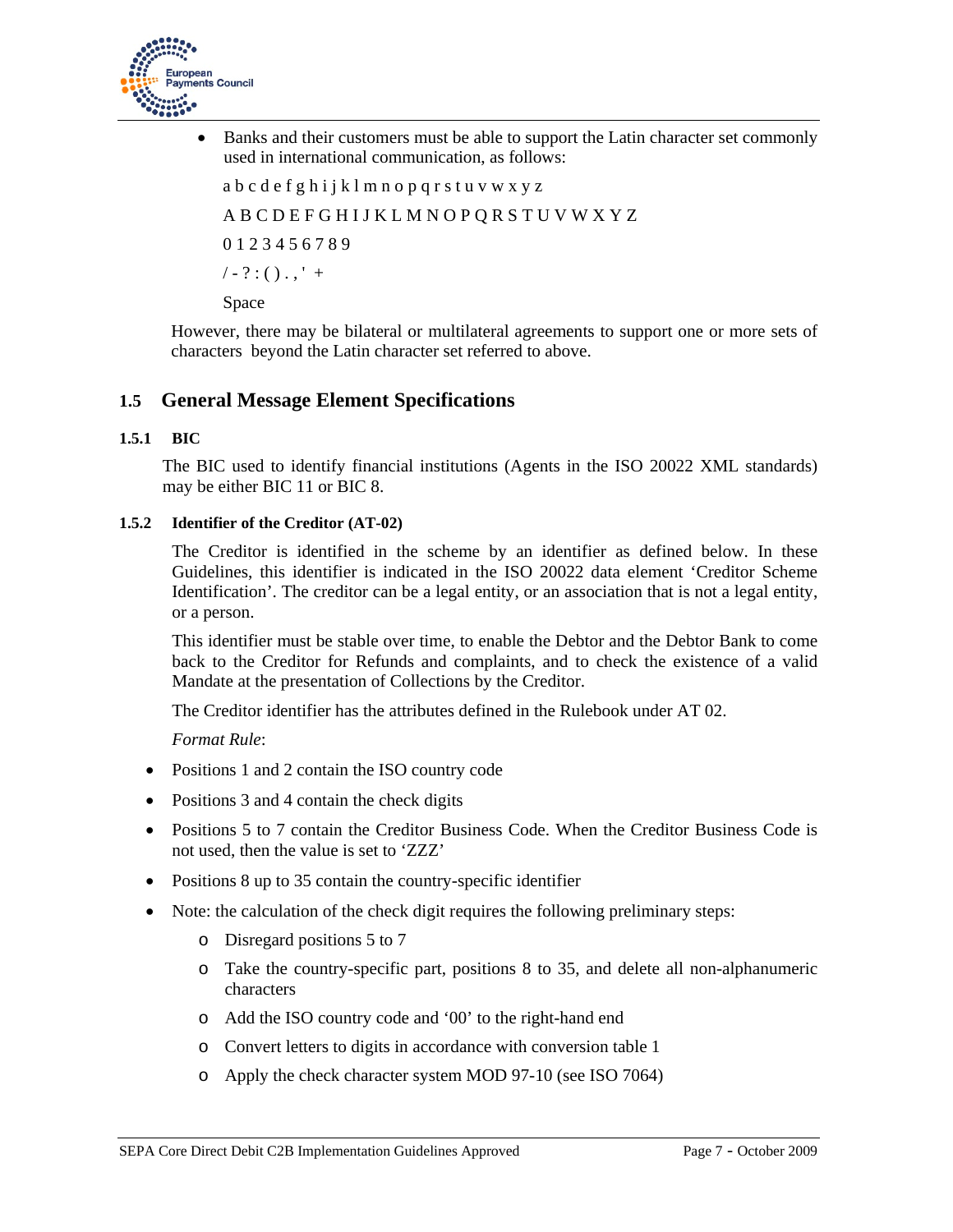- Banks and their customers must be able to support the Latin character set commonly used in international communication, as follows:

  a b c d e f g h i j k l m n o p q r s t u v w x y z

  A B C D E F G H I J K L M N O P Q R S T U V W X Y Z

  0 1 2 3 4 5 6 7 8 9

  / - ? : ( ) . , ' +

  Space

However, there may be bilateral or multilateral agreements to support one or more sets of characters beyond the Latin character set referred to above.

## 1.5 General Message Element Specifications

### 1.5.1 BIC

The BIC used to identify financial institutions (Agents in the ISO 20022 XML standards) may be either BIC 11 or BIC 8.

### 1.5.2 Identifier of the Creditor (AT-02)

The Creditor is identified in the scheme by an identifier as defined below. In these Guidelines, this identifier is indicated in the ISO 20022 data element 'Creditor Scheme Identification'. The creditor can be a legal entity, or an association that is not a legal entity, or a person.

This identifier must be stable over time, to enable the Debtor and the Debtor Bank to come back to the Creditor for Refunds and complaints, and to check the existence of a valid Mandate at the presentation of Collections by the Creditor.

The Creditor identifier has the attributes defined in the Rulebook under AT 02.

*Format Rule*:

- Positions 1 and 2 contain the ISO country code
- Positions 3 and 4 contain the check digits
- Positions 5 to 7 contain the Creditor Business Code. When the Creditor Business Code is not used, then the value is set to 'ZZZ'
- Positions 8 up to 35 contain the country-specific identifier
- Note: the calculation of the check digit requires the following preliminary steps:
  - Disregard positions 5 to 7
  - Take the country-specific part, positions 8 to 35, and delete all non-alphanumeric characters
  - Add the ISO country code and '00' to the right-hand end
  - Convert letters to digits in accordance with conversion table 1
  - Apply the check character system MOD 97-10 (see ISO 7064)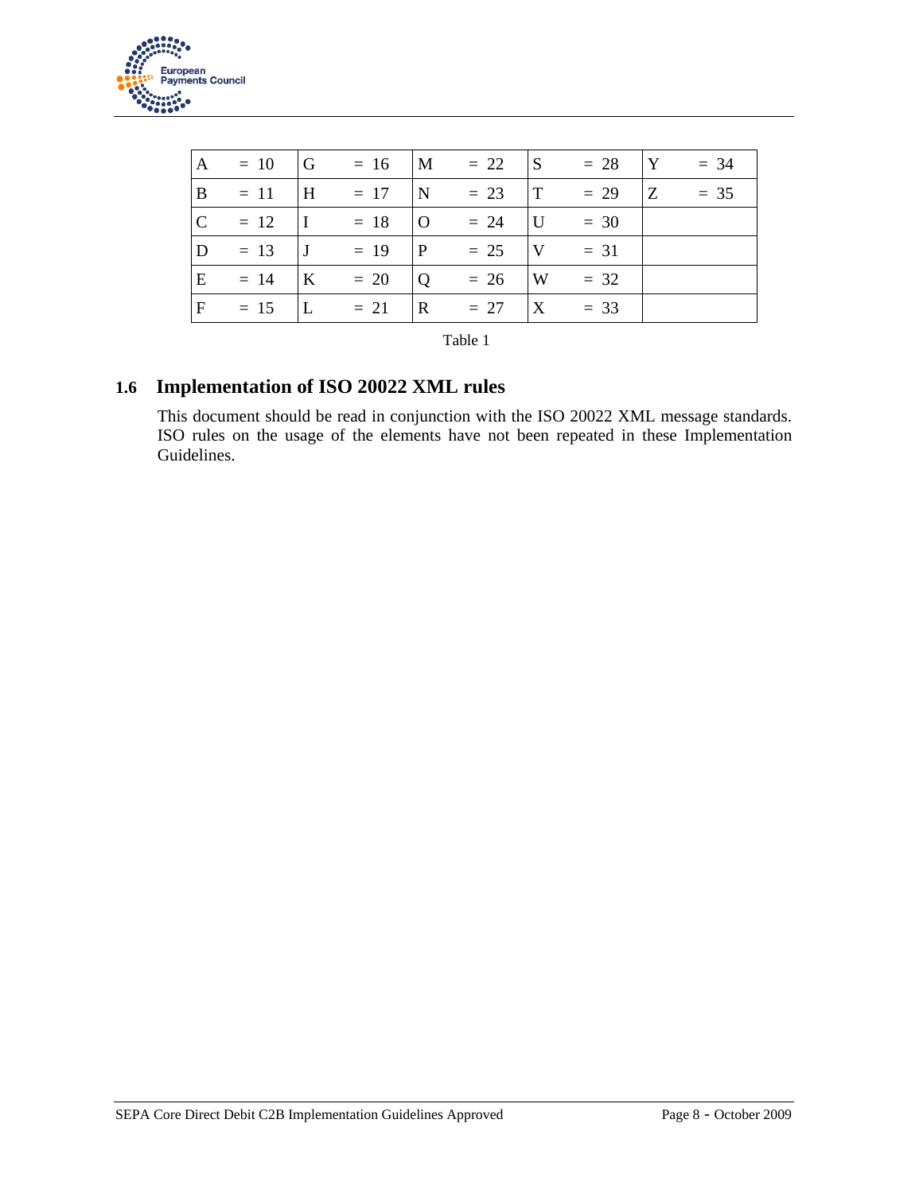| A = 10 | G = 16 | M = 22 | S = 28 | Y = 34 |
|---|---|---|---|---|
| B = 11 | H = 17 | N = 23 | T = 29 | Z = 35 |
| C = 12 | I = 18 | O = 24 | U = 30 | |
| D = 13 | J = 19 | P = 25 | V = 31 | |
| E = 14 | K = 20 | Q = 26 | W = 32 | |
| F = 15 | L = 21 | R = 27 | X = 33 | |

Table 1

## 1.6 Implementation of ISO 20022 XML rules

This document should be read in conjunction with the ISO 20022 XML message standards. ISO rules on the usage of the elements have not been repeated in these Implementation Guidelines.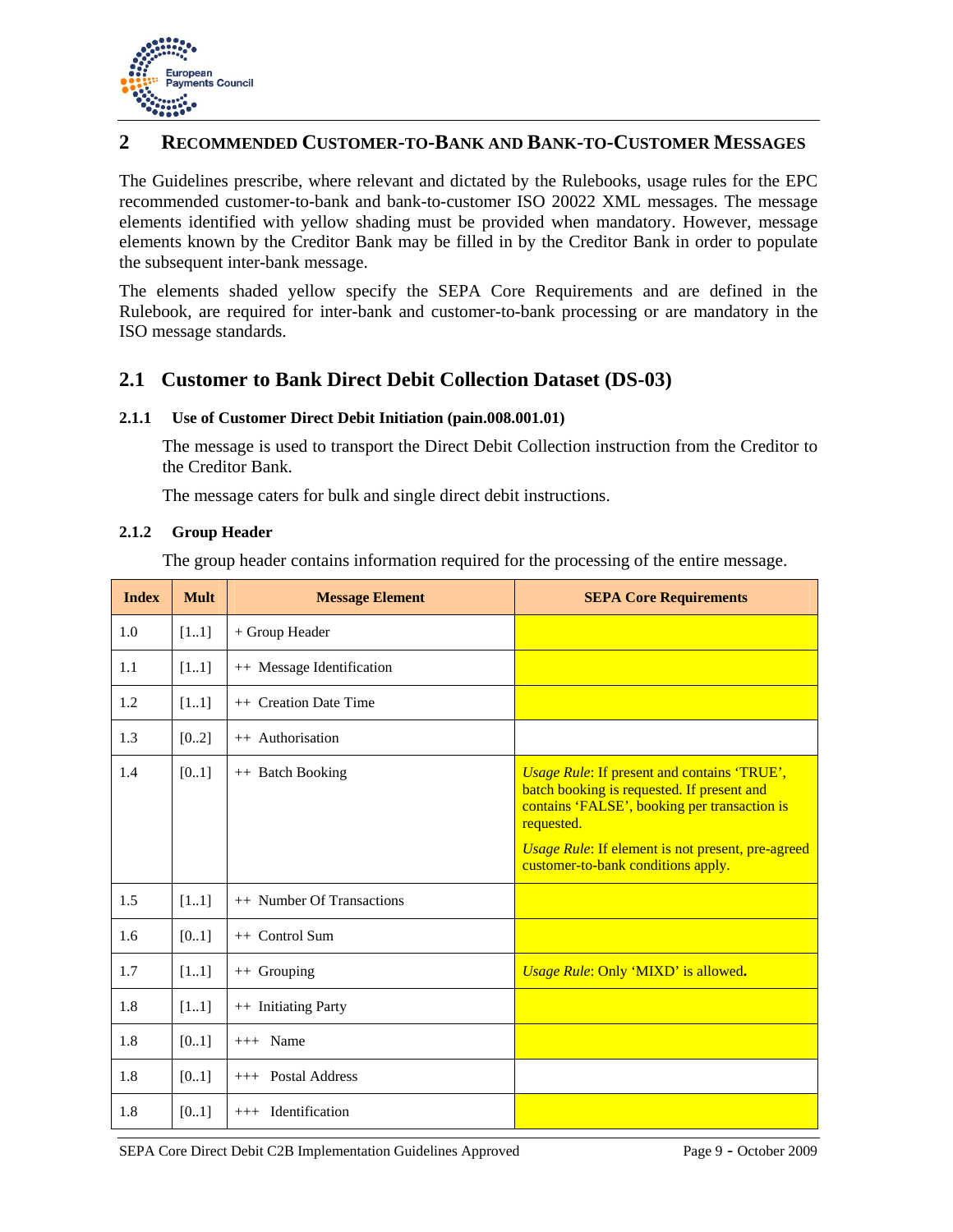## 2 Recommended Customer-to-Bank and Bank-to-Customer Messages

The Guidelines prescribe, where relevant and dictated by the Rulebooks, usage rules for the EPC recommended customer-to-bank and bank-to-customer ISO 20022 XML messages. The message elements identified with yellow shading must be provided when mandatory. However, message elements known by the Creditor Bank may be filled in by the Creditor Bank in order to populate the subsequent inter-bank message.

The elements shaded yellow specify the SEPA Core Requirements and are defined in the Rulebook, are required for inter-bank and customer-to-bank processing or are mandatory in the ISO message standards.

### 2.1 Customer to Bank Direct Debit Collection Dataset (DS-03)

#### 2.1.1 Use of Customer Direct Debit Initiation (pain.008.001.01)

The message is used to transport the Direct Debit Collection instruction from the Creditor to the Creditor Bank.

The message caters for bulk and single direct debit instructions.

#### 2.1.2 Group Header

The group header contains information required for the processing of the entire message.

| Index | Mult | Message Element | SEPA Core Requirements |
|---|---|---|---|
| 1.0 | [1..1] | + Group Header | |
| 1.1 | [1..1] | ++ Message Identification | |
| 1.2 | [1..1] | ++ Creation Date Time | |
| 1.3 | [0..2] | ++ Authorisation | |
| 1.4 | [0..1] | ++ Batch Booking | *Usage Rule*: If present and contains 'TRUE', batch booking is requested. If present and contains 'FALSE', booking per transaction is requested.<br>*Usage Rule*: If element is not present, pre-agreed customer-to-bank conditions apply. |
| 1.5 | [1..1] | ++ Number Of Transactions | |
| 1.6 | [0..1] | ++ Control Sum | |
| 1.7 | [1..1] | ++ Grouping | *Usage Rule*: Only 'MIXD' is allowed. |
| 1.8 | [1..1] | ++ Initiating Party | |
| 1.8 | [0..1] | +++ Name | |
| 1.8 | [0..1] | +++ Postal Address | |
| 1.8 | [0..1] | +++ Identification | |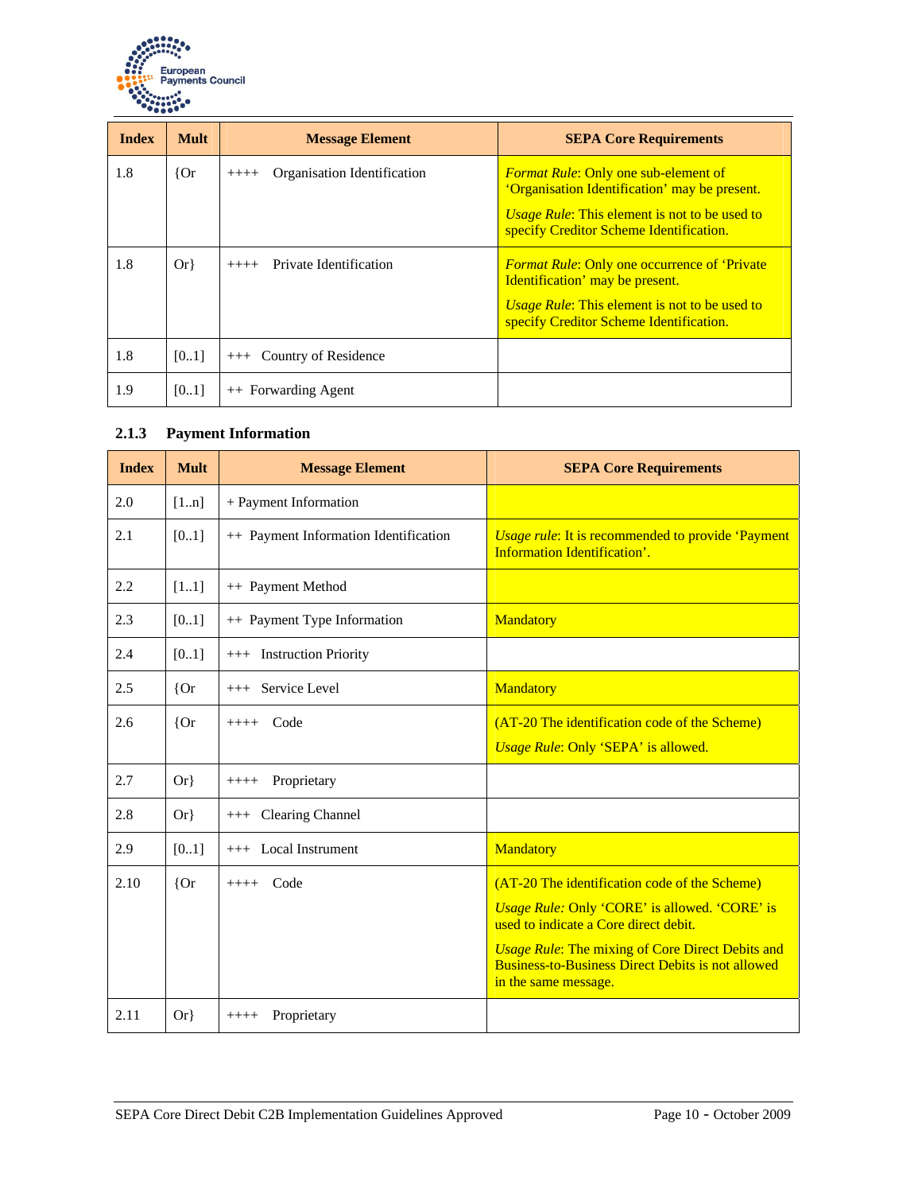| Index | Mult | Message Element | SEPA Core Requirements |
| --- | --- | --- | --- |
| 1.8 | {Or | ++++ Organisation Identification | *Format Rule*: Only one sub-element of 'Organisation Identification' may be present. *Usage Rule*: This element is not to be used to specify Creditor Scheme Identification. |
| 1.8 | Or} | ++++ Private Identification | *Format Rule*: Only one occurrence of 'Private Identification' may be present. *Usage Rule*: This element is not to be used to specify Creditor Scheme Identification. |
| 1.8 | [0..1] | +++ Country of Residence | |
| 1.9 | [0..1] | ++ Forwarding Agent | |

### 2.1.3 Payment Information

| Index | Mult | Message Element | SEPA Core Requirements |
| --- | --- | --- | --- |
| 2.0 | [1..n] | + Payment Information | |
| 2.1 | [0..1] | ++ Payment Information Identification | *Usage rule*: It is recommended to provide 'Payment Information Identification'. |
| 2.2 | [1..1] | ++ Payment Method | |
| 2.3 | [0..1] | ++ Payment Type Information | Mandatory |
| 2.4 | [0..1] | +++ Instruction Priority | |
| 2.5 | {Or | +++ Service Level | Mandatory |
| 2.6 | {Or | ++++ Code | (AT-20 The identification code of the Scheme) *Usage Rule*: Only 'SEPA' is allowed. |
| 2.7 | Or} | ++++ Proprietary | |
| 2.8 | Or} | +++ Clearing Channel | |
| 2.9 | [0..1] | +++ Local Instrument | Mandatory |
| 2.10 | {Or | ++++ Code | (AT-20 The identification code of the Scheme) *Usage Rule:* Only 'CORE' is allowed. 'CORE' is used to indicate a Core direct debit. *Usage Rule*: The mixing of Core Direct Debits and Business-to-Business Direct Debits is not allowed in the same message. |
| 2.11 | Or} | ++++ Proprietary | |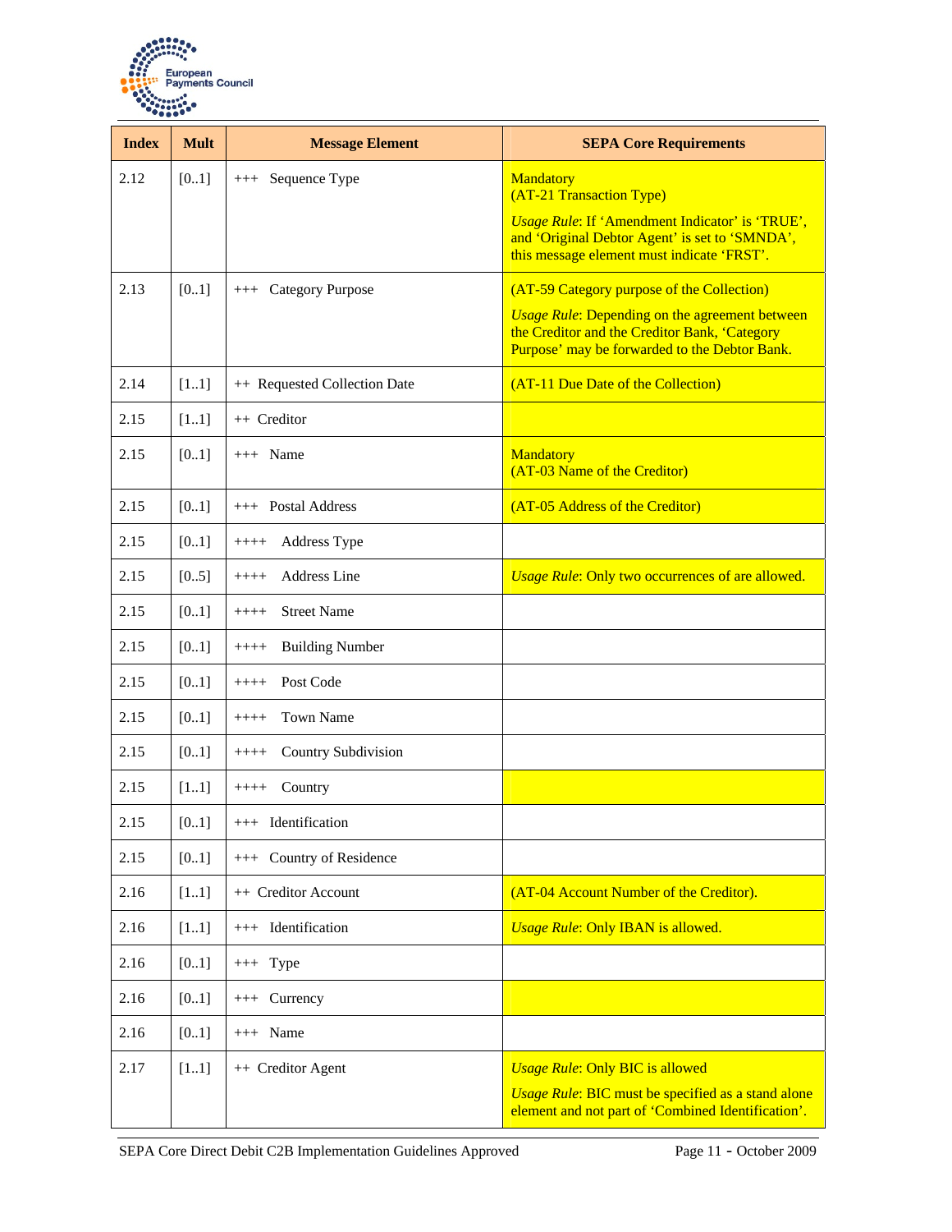| Index | Mult | Message Element | SEPA Core Requirements |
|---|---|---|---|
| 2.12 | [0..1] | +++ Sequence Type | Mandatory<br>(AT-21 Transaction Type)<br>*Usage Rule*: If 'Amendment Indicator' is 'TRUE', and 'Original Debtor Agent' is set to 'SMNDA', this message element must indicate 'FRST'. |
| 2.13 | [0..1] | +++ Category Purpose | (AT-59 Category purpose of the Collection)<br>*Usage Rule*: Depending on the agreement between the Creditor and the Creditor Bank, 'Category Purpose' may be forwarded to the Debtor Bank. |
| 2.14 | [1..1] | ++ Requested Collection Date | (AT-11 Due Date of the Collection) |
| 2.15 | [1..1] | ++ Creditor | |
| 2.15 | [0..1] | +++ Name | Mandatory<br>(AT-03 Name of the Creditor) |
| 2.15 | [0..1] | +++ Postal Address | (AT-05 Address of the Creditor) |
| 2.15 | [0..1] | ++++ Address Type | |
| 2.15 | [0..5] | ++++ Address Line | *Usage Rule*: Only two occurrences of are allowed. |
| 2.15 | [0..1] | ++++ Street Name | |
| 2.15 | [0..1] | ++++ Building Number | |
| 2.15 | [0..1] | ++++ Post Code | |
| 2.15 | [0..1] | ++++ Town Name | |
| 2.15 | [0..1] | ++++ Country Subdivision | |
| 2.15 | [1..1] | ++++ Country | |
| 2.15 | [0..1] | +++ Identification | |
| 2.15 | [0..1] | +++ Country of Residence | |
| 2.16 | [1..1] | ++ Creditor Account | (AT-04 Account Number of the Creditor). |
| 2.16 | [1..1] | +++ Identification | *Usage Rule*: Only IBAN is allowed. |
| 2.16 | [0..1] | +++ Type | |
| 2.16 | [0..1] | +++ Currency | |
| 2.16 | [0..1] | +++ Name | |
| 2.17 | [1..1] | ++ Creditor Agent | *Usage Rule*: Only BIC is allowed<br>*Usage Rule*: BIC must be specified as a stand alone element and not part of 'Combined Identification'. |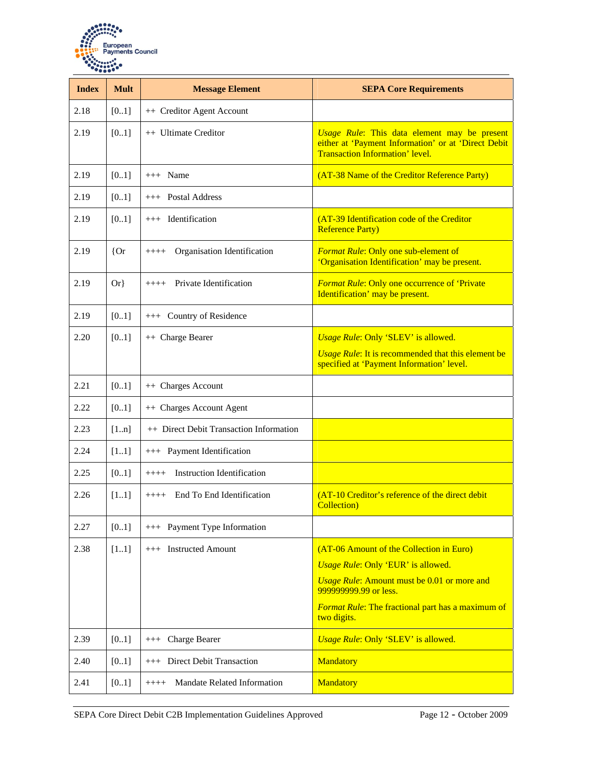| Index | Mult | Message Element | SEPA Core Requirements |
|---|---|---|---|
| 2.18 | [0..1] | ++ Creditor Agent Account | |
| 2.19 | [0..1] | ++ Ultimate Creditor | *Usage Rule*: This data element may be present either at 'Payment Information' or at 'Direct Debit Transaction Information' level. |
| 2.19 | [0..1] | +++ Name | (AT-38 Name of the Creditor Reference Party) |
| 2.19 | [0..1] | +++ Postal Address | |
| 2.19 | [0..1] | +++ Identification | (AT-39 Identification code of the Creditor Reference Party) |
| 2.19 | {Or | ++++ Organisation Identification | *Format Rule*: Only one sub-element of 'Organisation Identification' may be present. |
| 2.19 | Or} | ++++ Private Identification | *Format Rule*: Only one occurrence of 'Private Identification' may be present. |
| 2.19 | [0..1] | +++ Country of Residence | |
| 2.20 | [0..1] | ++ Charge Bearer | *Usage Rule*: Only 'SLEV' is allowed.<br>*Usage Rule*: It is recommended that this element be specified at 'Payment Information' level. |
| 2.21 | [0..1] | ++ Charges Account | |
| 2.22 | [0..1] | ++ Charges Account Agent | |
| 2.23 | [1..n] | ++ Direct Debit Transaction Information | |
| 2.24 | [1..1] | +++ Payment Identification | |
| 2.25 | [0..1] | ++++ Instruction Identification | |
| 2.26 | [1..1] | ++++ End To End Identification | (AT-10 Creditor's reference of the direct debit Collection) |
| 2.27 | [0..1] | +++ Payment Type Information | |
| 2.38 | [1..1] | +++ Instructed Amount | (AT-06 Amount of the Collection in Euro)<br>*Usage Rule*: Only 'EUR' is allowed.<br>*Usage Rule*: Amount must be 0.01 or more and 999999999.99 or less.<br>*Format Rule*: The fractional part has a maximum of two digits. |
| 2.39 | [0..1] | +++ Charge Bearer | *Usage Rule*: Only 'SLEV' is allowed. |
| 2.40 | [0..1] | +++ Direct Debit Transaction | Mandatory |
| 2.41 | [0..1] | ++++ Mandate Related Information | Mandatory |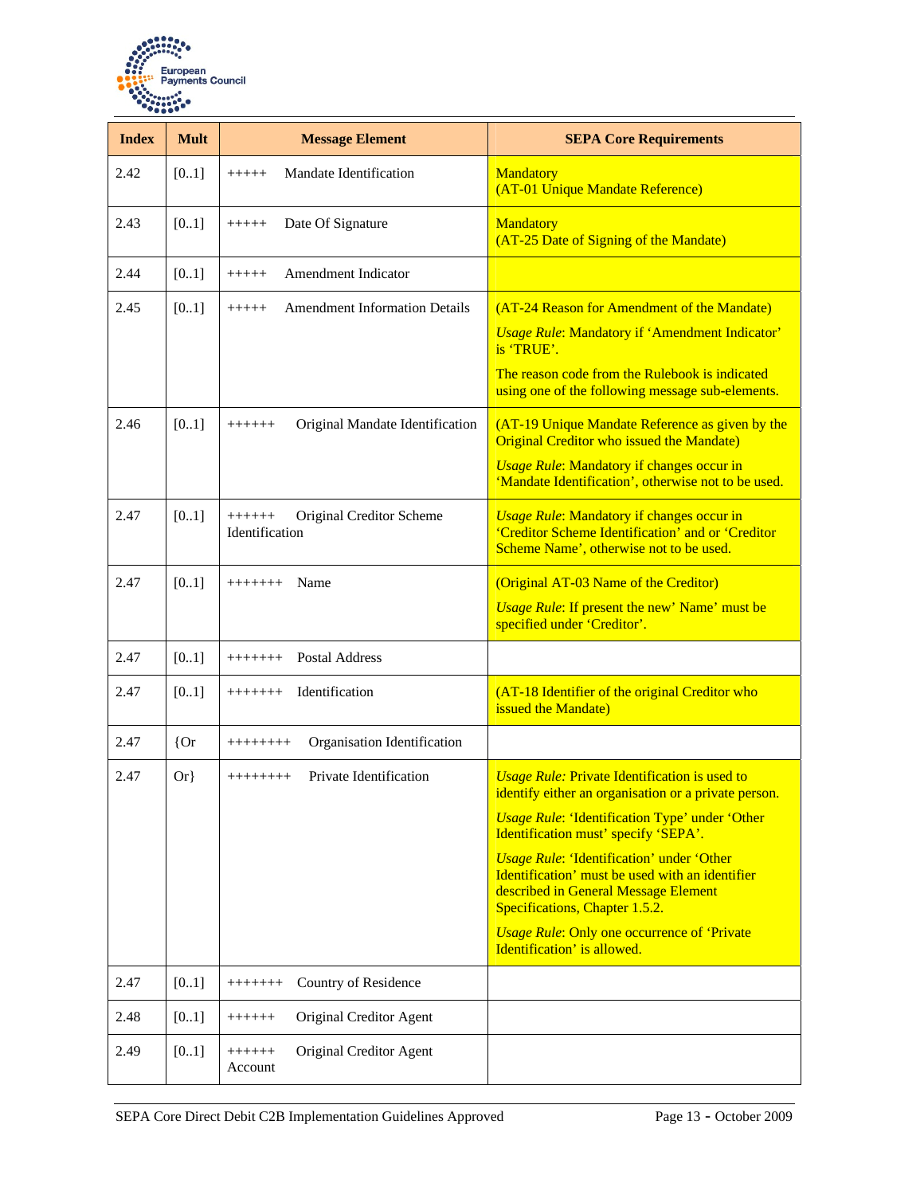| Index | Mult | Message Element | SEPA Core Requirements |
| --- | --- | --- | --- |
| 2.42 | [0..1] | +++++ Mandate Identification | Mandatory<br>(AT-01 Unique Mandate Reference) |
| 2.43 | [0..1] | +++++ Date Of Signature | Mandatory<br>(AT-25 Date of Signing of the Mandate) |
| 2.44 | [0..1] | +++++ Amendment Indicator | |
| 2.45 | [0..1] | +++++ Amendment Information Details | (AT-24 Reason for Amendment of the Mandate)<br>*Usage Rule*: Mandatory if 'Amendment Indicator' is 'TRUE'.<br>The reason code from the Rulebook is indicated using one of the following message sub-elements. |
| 2.46 | [0..1] | ++++++ Original Mandate Identification | (AT-19 Unique Mandate Reference as given by the Original Creditor who issued the Mandate)<br>*Usage Rule*: Mandatory if changes occur in 'Mandate Identification', otherwise not to be used. |
| 2.47 | [0..1] | ++++++ Original Creditor Scheme Identification | *Usage Rule*: Mandatory if changes occur in 'Creditor Scheme Identification' and or 'Creditor Scheme Name', otherwise not to be used. |
| 2.47 | [0..1] | +++++++ Name | (Original AT-03 Name of the Creditor)<br>*Usage Rule*: If present the new' Name' must be specified under 'Creditor'. |
| 2.47 | [0..1] | +++++++ Postal Address | |
| 2.47 | [0..1] | +++++++ Identification | (AT-18 Identifier of the original Creditor who issued the Mandate) |
| 2.47 | {Or | ++++++++ Organisation Identification | |
| 2.47 | Or} | ++++++++ Private Identification | *Usage Rule:* Private Identification is used to identify either an organisation or a private person.<br>*Usage Rule*: 'Identification Type' under 'Other Identification must' specify 'SEPA'.<br>*Usage Rule*: 'Identification' under 'Other Identification' must be used with an identifier described in General Message Element Specifications, Chapter 1.5.2.<br>*Usage Rule*: Only one occurrence of 'Private Identification' is allowed. |
| 2.47 | [0..1] | +++++++ Country of Residence | |
| 2.48 | [0..1] | ++++++ Original Creditor Agent | |
| 2.49 | [0..1] | ++++++ Original Creditor Agent Account | |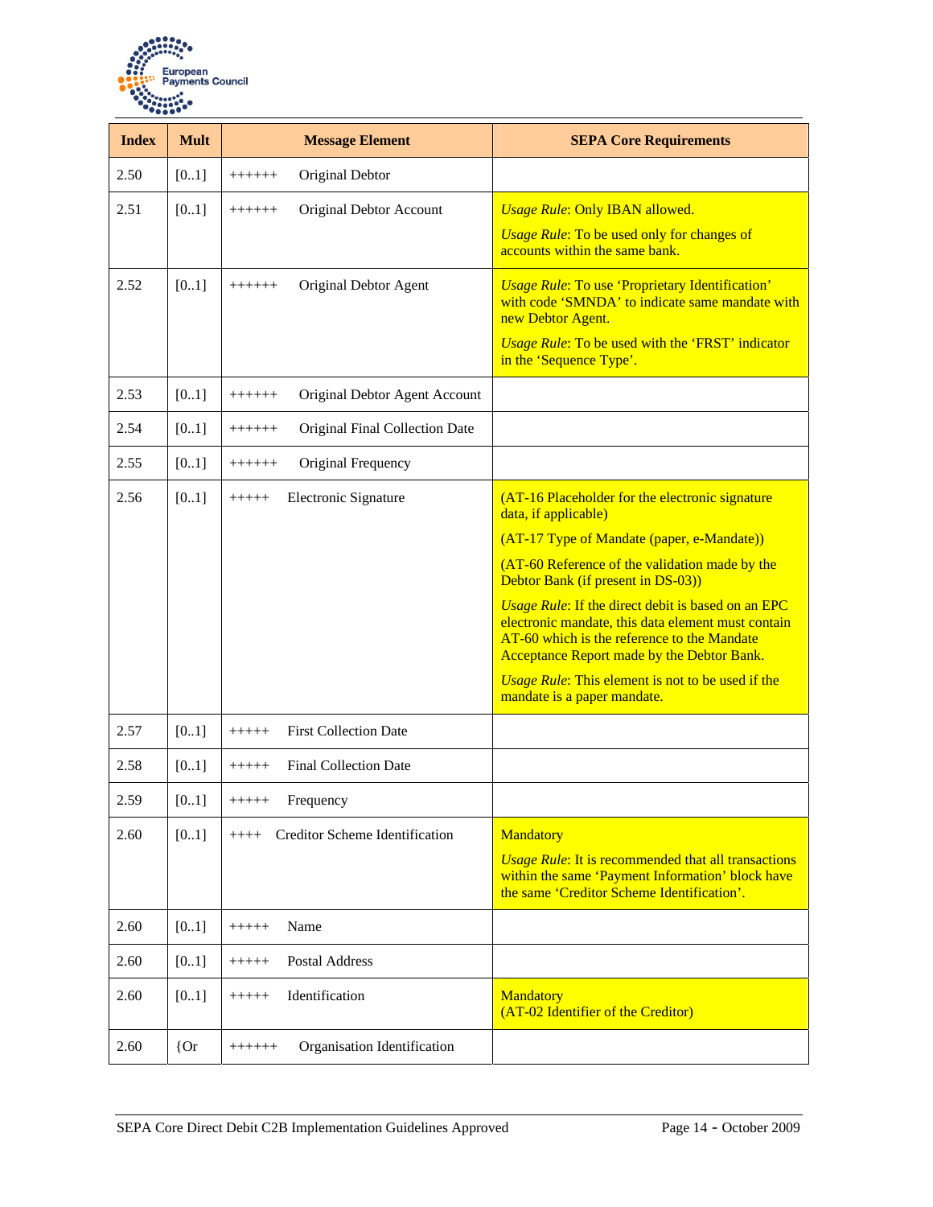| Index | Mult | Message Element | SEPA Core Requirements |
|---|---|---|---|
| 2.50 | [0..1] | ++++++ Original Debtor | |
| 2.51 | [0..1] | ++++++ Original Debtor Account | *Usage Rule*: Only IBAN allowed.<br>*Usage Rule*: To be used only for changes of accounts within the same bank. |
| 2.52 | [0..1] | ++++++ Original Debtor Agent | *Usage Rule*: To use 'Proprietary Identification' with code 'SMNDA' to indicate same mandate with new Debtor Agent.<br>*Usage Rule*: To be used with the 'FRST' indicator in the 'Sequence Type'. |
| 2.53 | [0..1] | ++++++ Original Debtor Agent Account | |
| 2.54 | [0..1] | ++++++ Original Final Collection Date | |
| 2.55 | [0..1] | ++++++ Original Frequency | |
| 2.56 | [0..1] | +++++ Electronic Signature | (AT-16 Placeholder for the electronic signature data, if applicable)<br>(AT-17 Type of Mandate (paper, e-Mandate))<br>(AT-60 Reference of the validation made by the Debtor Bank (if present in DS-03))<br>*Usage Rule*: If the direct debit is based on an EPC electronic mandate, this data element must contain AT-60 which is the reference to the Mandate Acceptance Report made by the Debtor Bank.<br>*Usage Rule*: This element is not to be used if the mandate is a paper mandate. |
| 2.57 | [0..1] | +++++ First Collection Date | |
| 2.58 | [0..1] | +++++ Final Collection Date | |
| 2.59 | [0..1] | +++++ Frequency | |
| 2.60 | [0..1] | ++++ Creditor Scheme Identification | Mandatory<br>*Usage Rule*: It is recommended that all transactions within the same 'Payment Information' block have the same 'Creditor Scheme Identification'. |
| 2.60 | [0..1] | +++++ Name | |
| 2.60 | [0..1] | +++++ Postal Address | |
| 2.60 | [0..1] | +++++ Identification | Mandatory<br>(AT-02 Identifier of the Creditor) |
| 2.60 | {Or | ++++++ Organisation Identification | |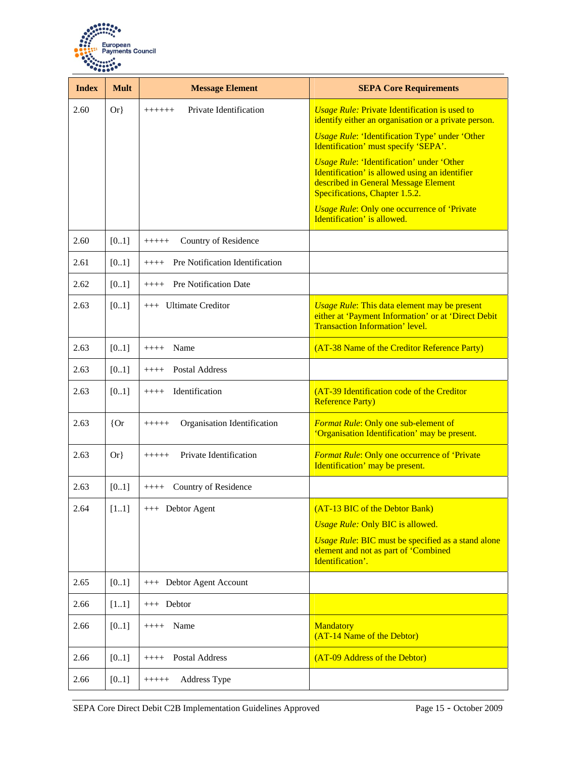| Index | Mult | Message Element | SEPA Core Requirements |
|---|---|---|---|
| 2.60 | Or} | ++++++ Private Identification | *Usage Rule:* Private Identification is used to identify either an organisation or a private person.<br>*Usage Rule*: 'Identification Type' under 'Other Identification' must specify 'SEPA'.<br>*Usage Rule*: 'Identification' under 'Other Identification' is allowed using an identifier described in General Message Element Specifications, Chapter 1.5.2.<br>*Usage Rule*: Only one occurrence of 'Private Identification' is allowed. |
| 2.60 | [0..1] | +++++ Country of Residence | |
| 2.61 | [0..1] | ++++ Pre Notification Identification | |
| 2.62 | [0..1] | ++++ Pre Notification Date | |
| 2.63 | [0..1] | +++ Ultimate Creditor | *Usage Rule*: This data element may be present either at 'Payment Information' or at 'Direct Debit Transaction Information' level. |
| 2.63 | [0..1] | ++++ Name | (AT-38 Name of the Creditor Reference Party) |
| 2.63 | [0..1] | ++++ Postal Address | |
| 2.63 | [0..1] | ++++ Identification | (AT-39 Identification code of the Creditor Reference Party) |
| 2.63 | {Or | +++++ Organisation Identification | *Format Rule*: Only one sub-element of 'Organisation Identification' may be present. |
| 2.63 | Or} | +++++ Private Identification | *Format Rule*: Only one occurrence of 'Private Identification' may be present. |
| 2.63 | [0..1] | ++++ Country of Residence | |
| 2.64 | [1..1] | +++ Debtor Agent | (AT-13 BIC of the Debtor Bank)<br>*Usage Rule:* Only BIC is allowed.<br>*Usage Rule*: BIC must be specified as a stand alone element and not as part of 'Combined Identification'. |
| 2.65 | [0..1] | +++ Debtor Agent Account | |
| 2.66 | [1..1] | +++ Debtor | |
| 2.66 | [0..1] | ++++ Name | Mandatory<br>(AT-14 Name of the Debtor) |
| 2.66 | [0..1] | ++++ Postal Address | (AT-09 Address of the Debtor) |
| 2.66 | [0..1] | +++++ Address Type | |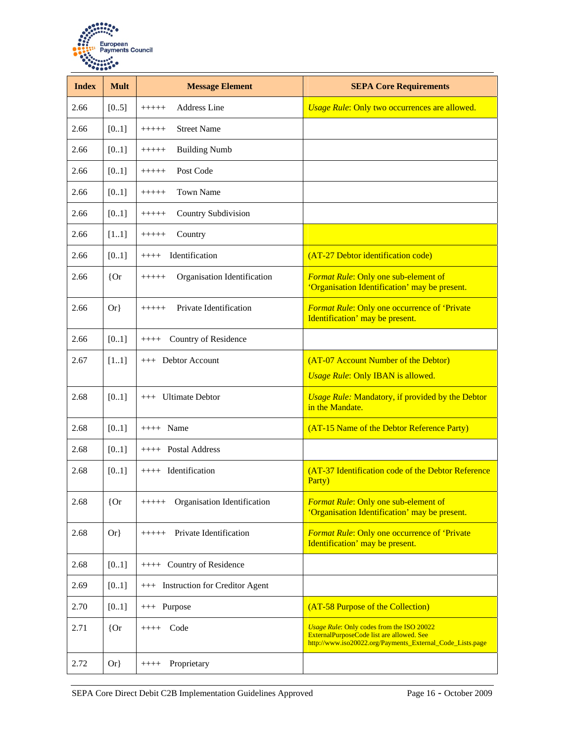| Index | Mult | Message Element | SEPA Core Requirements |
|---|---|---|---|
| 2.66 | [0..5] | +++++ Address Line | *Usage Rule*: Only two occurrences are allowed. |
| 2.66 | [0..1] | +++++ Street Name | |
| 2.66 | [0..1] | +++++ Building Numb | |
| 2.66 | [0..1] | +++++ Post Code | |
| 2.66 | [0..1] | +++++ Town Name | |
| 2.66 | [0..1] | +++++ Country Subdivision | |
| 2.66 | [1..1] | +++++ Country | |
| 2.66 | [0..1] | ++++ Identification | (AT-27 Debtor identification code) |
| 2.66 | {Or | +++++ Organisation Identification | *Format Rule*: Only one sub-element of 'Organisation Identification' may be present. |
| 2.66 | Or} | +++++ Private Identification | *Format Rule*: Only one occurrence of 'Private Identification' may be present. |
| 2.66 | [0..1] | ++++ Country of Residence | |
| 2.67 | [1..1] | +++ Debtor Account | (AT-07 Account Number of the Debtor) *Usage Rule*: Only IBAN is allowed. |
| 2.68 | [0..1] | +++ Ultimate Debtor | *Usage Rule:* Mandatory, if provided by the Debtor in the Mandate. |
| 2.68 | [0..1] | ++++ Name | (AT-15 Name of the Debtor Reference Party) |
| 2.68 | [0..1] | ++++ Postal Address | |
| 2.68 | [0..1] | ++++ Identification | (AT-37 Identification code of the Debtor Reference Party) |
| 2.68 | {Or | +++++ Organisation Identification | *Format Rule*: Only one sub-element of 'Organisation Identification' may be present. |
| 2.68 | Or} | +++++ Private Identification | *Format Rule*: Only one occurrence of 'Private Identification' may be present. |
| 2.68 | [0..1] | ++++ Country of Residence | |
| 2.69 | [0..1] | +++ Instruction for Creditor Agent | |
| 2.70 | [0..1] | +++ Purpose | (AT-58 Purpose of the Collection) |
| 2.71 | {Or | ++++ Code | *Usage Rule*: Only codes from the ISO 20022 ExternalPurposeCode list are allowed. See http://www.iso20022.org/Payments_External_Code_Lists.page |
| 2.72 | Or} | ++++ Proprietary | |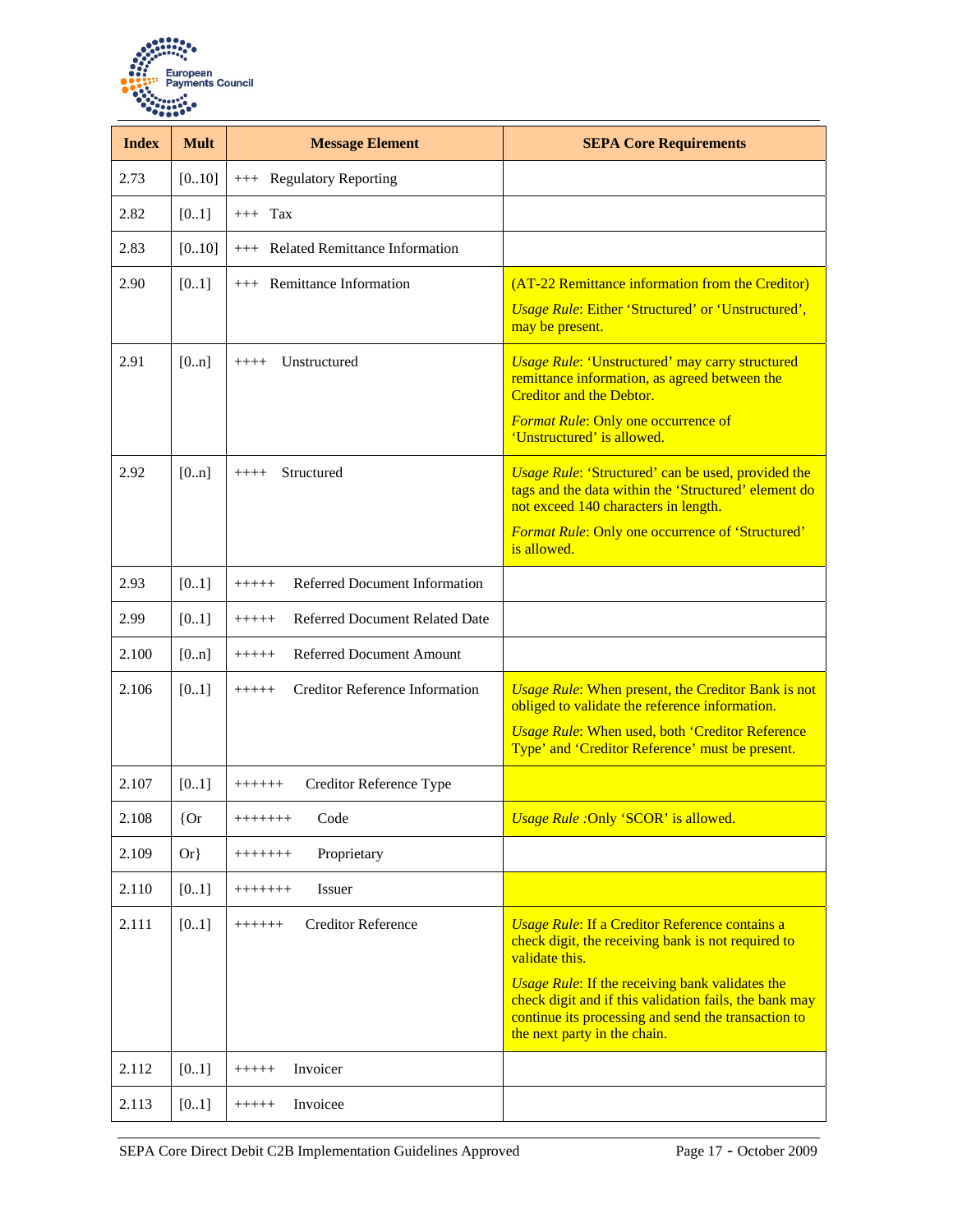| Index | Mult | Message Element | SEPA Core Requirements |
| --- | --- | --- | --- |
| 2.73 | [0..10] | +++ Regulatory Reporting | |
| 2.82 | [0..1] | +++ Tax | |
| 2.83 | [0..10] | +++ Related Remittance Information | |
| 2.90 | [0..1] | +++ Remittance Information | (AT-22 Remittance information from the Creditor)<br><br>*Usage Rule*: Either 'Structured' or 'Unstructured', may be present. |
| 2.91 | [0..n] | ++++ Unstructured | *Usage Rule*: 'Unstructured' may carry structured remittance information, as agreed between the Creditor and the Debtor.<br><br>*Format Rule*: Only one occurrence of 'Unstructured' is allowed. |
| 2.92 | [0..n] | ++++ Structured | *Usage Rule*: 'Structured' can be used, provided the tags and the data within the 'Structured' element do not exceed 140 characters in length.<br><br>*Format Rule*: Only one occurrence of 'Structured' is allowed. |
| 2.93 | [0..1] | +++++ Referred Document Information | |
| 2.99 | [0..1] | +++++ Referred Document Related Date | |
| 2.100 | [0..n] | +++++ Referred Document Amount | |
| 2.106 | [0..1] | +++++ Creditor Reference Information | *Usage Rule*: When present, the Creditor Bank is not obliged to validate the reference information.<br><br>*Usage Rule*: When used, both 'Creditor Reference Type' and 'Creditor Reference' must be present. |
| 2.107 | [0..1] | ++++++ Creditor Reference Type | |
| 2.108 | {Or | +++++++ Code | *Usage Rule* :Only 'SCOR' is allowed. |
| 2.109 | Or} | +++++++ Proprietary | |
| 2.110 | [0..1] | +++++++ Issuer | |
| 2.111 | [0..1] | ++++++ Creditor Reference | *Usage Rule*: If a Creditor Reference contains a check digit, the receiving bank is not required to validate this.<br><br>*Usage Rule*: If the receiving bank validates the check digit and if this validation fails, the bank may continue its processing and send the transaction to the next party in the chain. |
| 2.112 | [0..1] | +++++ Invoicer | |
| 2.113 | [0..1] | +++++ Invoicee | |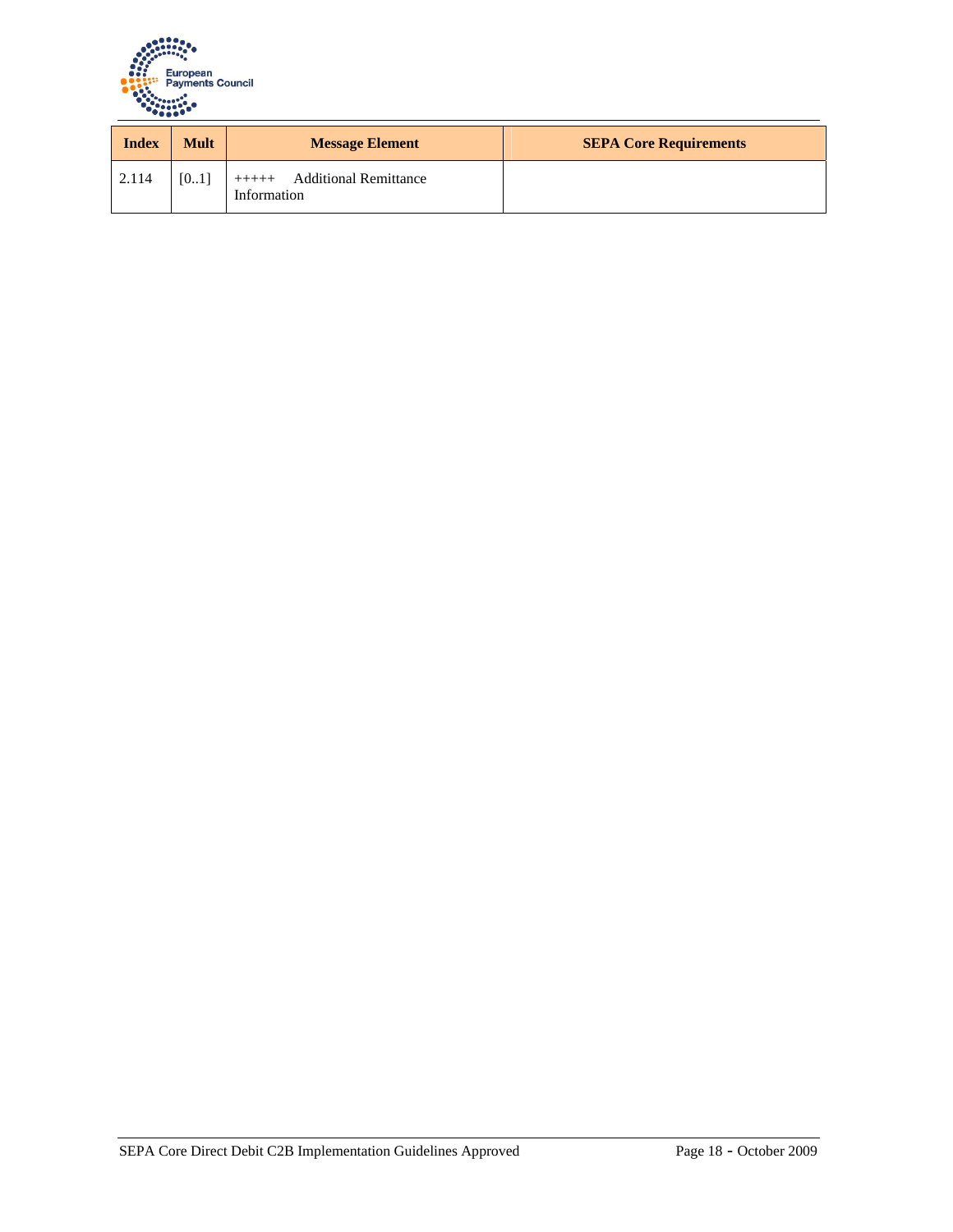| Index | Mult | Message Element | SEPA Core Requirements |
| --- | --- | --- | --- |
| 2.114 | [0..1] | +++++ Additional Remittance Information | |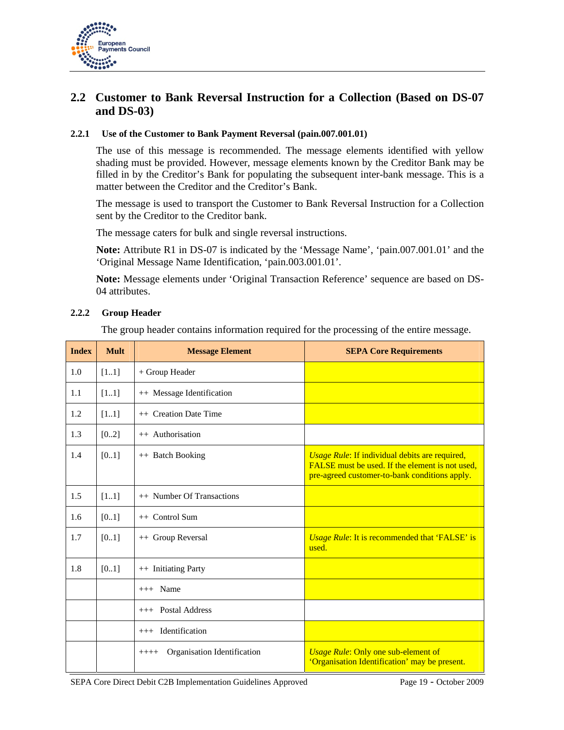## 2.2 Customer to Bank Reversal Instruction for a Collection (Based on DS-07 and DS-03)

### 2.2.1 Use of the Customer to Bank Payment Reversal (pain.007.001.01)

The use of this message is recommended. The message elements identified with yellow shading must be provided. However, message elements known by the Creditor Bank may be filled in by the Creditor's Bank for populating the subsequent inter-bank message. This is a matter between the Creditor and the Creditor's Bank.

The message is used to transport the Customer to Bank Reversal Instruction for a Collection sent by the Creditor to the Creditor bank.

The message caters for bulk and single reversal instructions.

**Note:** Attribute R1 in DS-07 is indicated by the 'Message Name', 'pain.007.001.01' and the 'Original Message Name Identification, 'pain.003.001.01'.

**Note:** Message elements under 'Original Transaction Reference' sequence are based on DS-04 attributes.

### 2.2.2 Group Header

The group header contains information required for the processing of the entire message.

| Index | Mult | Message Element | SEPA Core Requirements |
|---|---|---|---|
| 1.0 | [1..1] | + Group Header | |
| 1.1 | [1..1] | ++ Message Identification | |
| 1.2 | [1..1] | ++ Creation Date Time | |
| 1.3 | [0..2] | ++ Authorisation | |
| 1.4 | [0..1] | ++ Batch Booking | *Usage Rule*: If individual debits are required, FALSE must be used. If the element is not used, pre-agreed customer-to-bank conditions apply. |
| 1.5 | [1..1] | ++ Number Of Transactions | |
| 1.6 | [0..1] | ++ Control Sum | |
| 1.7 | [0..1] | ++ Group Reversal | *Usage Rule*: It is recommended that 'FALSE' is used. |
| 1.8 | [0..1] | ++ Initiating Party | |
| | | +++ Name | |
| | | +++ Postal Address | |
| | | +++ Identification | |
| | | ++++ Organisation Identification | *Usage Rule*: Only one sub-element of 'Organisation Identification' may be present. |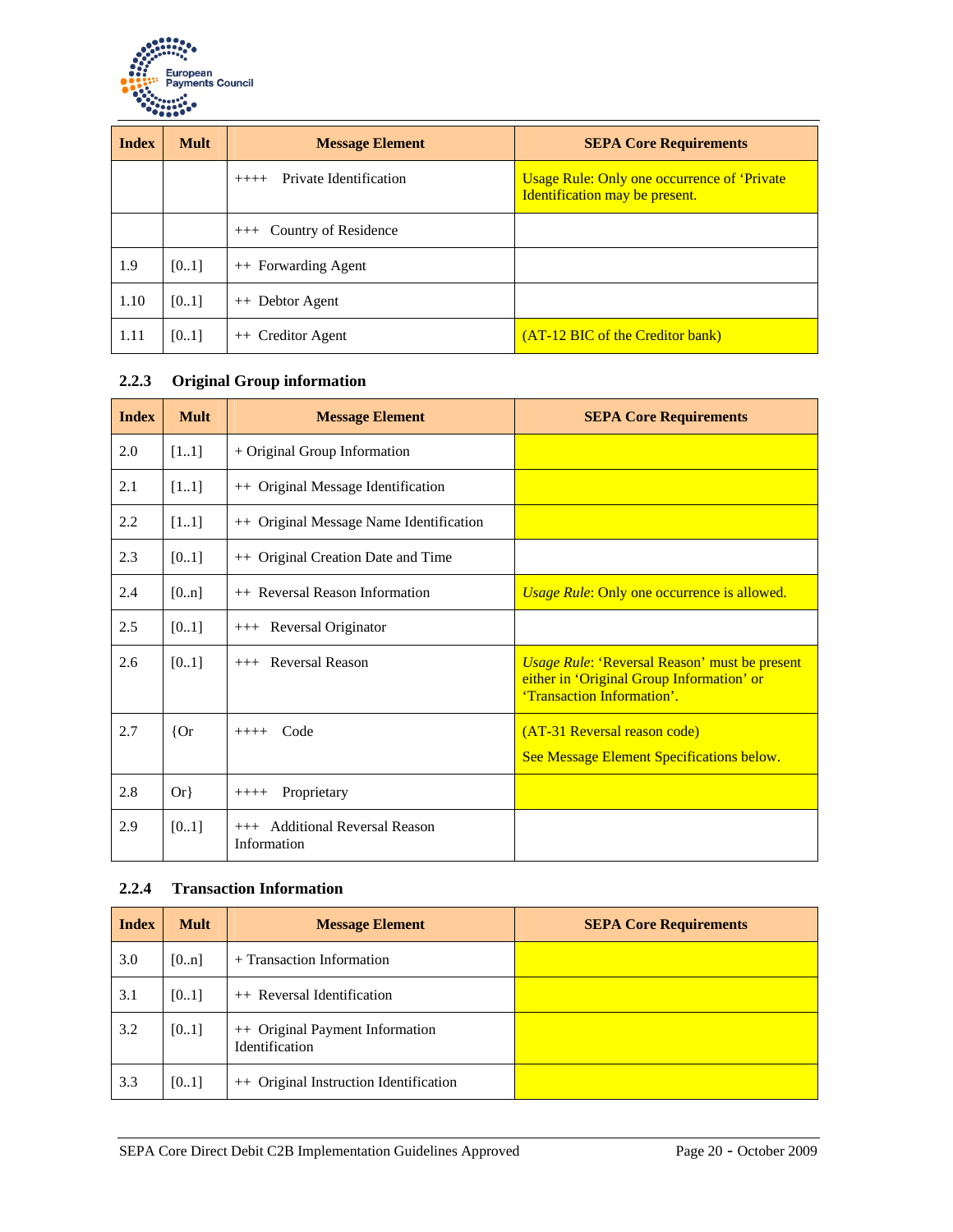| Index | Mult | Message Element | SEPA Core Requirements |
|---|---|---|---|
| | | ++++ Private Identification | Usage Rule: Only one occurrence of 'Private Identification may be present. |
| | | +++ Country of Residence | |
| 1.9 | [0..1] | ++ Forwarding Agent | |
| 1.10 | [0..1] | ++ Debtor Agent | |
| 1.11 | [0..1] | ++ Creditor Agent | (AT-12 BIC of the Creditor bank) |

### 2.2.3 Original Group information

| Index | Mult | Message Element | SEPA Core Requirements |
|---|---|---|---|
| 2.0 | [1..1] | + Original Group Information | |
| 2.1 | [1..1] | ++ Original Message Identification | |
| 2.2 | [1..1] | ++ Original Message Name Identification | |
| 2.3 | [0..1] | ++ Original Creation Date and Time | |
| 2.4 | [0..n] | ++ Reversal Reason Information | *Usage Rule*: Only one occurrence is allowed. |
| 2.5 | [0..1] | +++ Reversal Originator | |
| 2.6 | [0..1] | +++ Reversal Reason | *Usage Rule*: 'Reversal Reason' must be present either in 'Original Group Information' or 'Transaction Information'. |
| 2.7 | {Or | ++++ Code | (AT-31 Reversal reason code) See Message Element Specifications below. |
| 2.8 | Or} | ++++ Proprietary | |
| 2.9 | [0..1] | +++ Additional Reversal Reason Information | |

### 2.2.4 Transaction Information

| Index | Mult | Message Element | SEPA Core Requirements |
|---|---|---|---|
| 3.0 | [0..n] | + Transaction Information | |
| 3.1 | [0..1] | ++ Reversal Identification | |
| 3.2 | [0..1] | ++ Original Payment Information Identification | |
| 3.3 | [0..1] | ++ Original Instruction Identification | |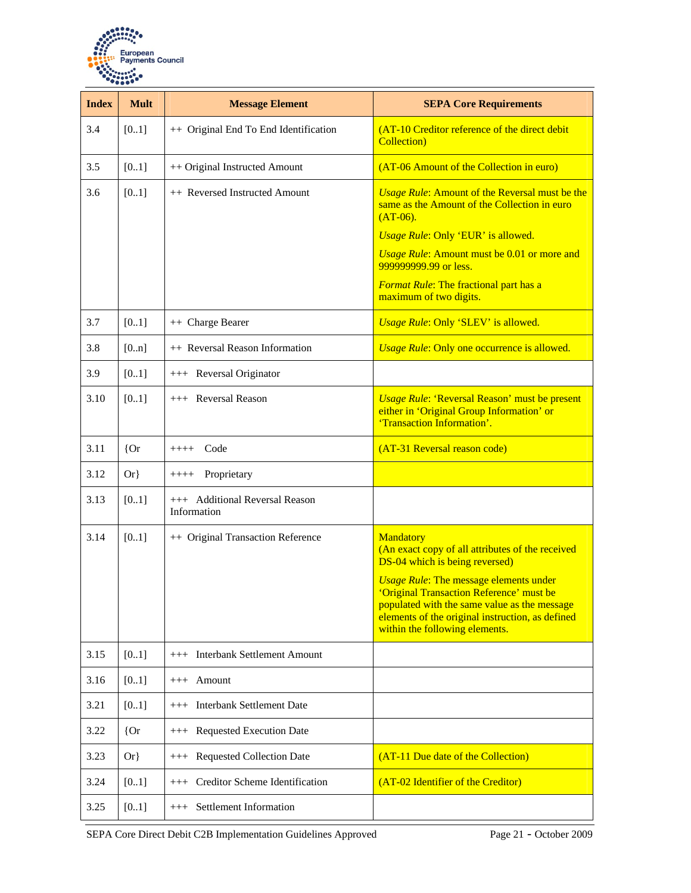| Index | Mult | Message Element | SEPA Core Requirements |
| --- | --- | --- | --- |
| 3.4 | [0..1] | ++ Original End To End Identification | (AT-10 Creditor reference of the direct debit Collection) |
| 3.5 | [0..1] | ++ Original Instructed Amount | (AT-06 Amount of the Collection in euro) |
| 3.6 | [0..1] | ++ Reversed Instructed Amount | *Usage Rule*: Amount of the Reversal must be the same as the Amount of the Collection in euro (AT-06).<br>*Usage Rule*: Only 'EUR' is allowed.<br>*Usage Rule*: Amount must be 0.01 or more and 999999999.99 or less.<br>*Format Rule*: The fractional part has a maximum of two digits. |
| 3.7 | [0..1] | ++ Charge Bearer | *Usage Rule*: Only 'SLEV' is allowed. |
| 3.8 | [0..n] | ++ Reversal Reason Information | *Usage Rule*: Only one occurrence is allowed. |
| 3.9 | [0..1] | +++ Reversal Originator | |
| 3.10 | [0..1] | +++ Reversal Reason | *Usage Rule*: 'Reversal Reason' must be present either in 'Original Group Information' or 'Transaction Information'. |
| 3.11 | {Or | ++++ Code | (AT-31 Reversal reason code) |
| 3.12 | Or} | ++++ Proprietary | |
| 3.13 | [0..1] | +++ Additional Reversal Reason Information | |
| 3.14 | [0..1] | ++ Original Transaction Reference | Mandatory<br>(An exact copy of all attributes of the received DS-04 which is being reversed)<br>*Usage Rule*: The message elements under 'Original Transaction Reference' must be populated with the same value as the message elements of the original instruction, as defined within the following elements. |
| 3.15 | [0..1] | +++ Interbank Settlement Amount | |
| 3.16 | [0..1] | +++ Amount | |
| 3.21 | [0..1] | +++ Interbank Settlement Date | |
| 3.22 | {Or | +++ Requested Execution Date | |
| 3.23 | Or} | +++ Requested Collection Date | (AT-11 Due date of the Collection) |
| 3.24 | [0..1] | +++ Creditor Scheme Identification | (AT-02 Identifier of the Creditor) |
| 3.25 | [0..1] | +++ Settlement Information | |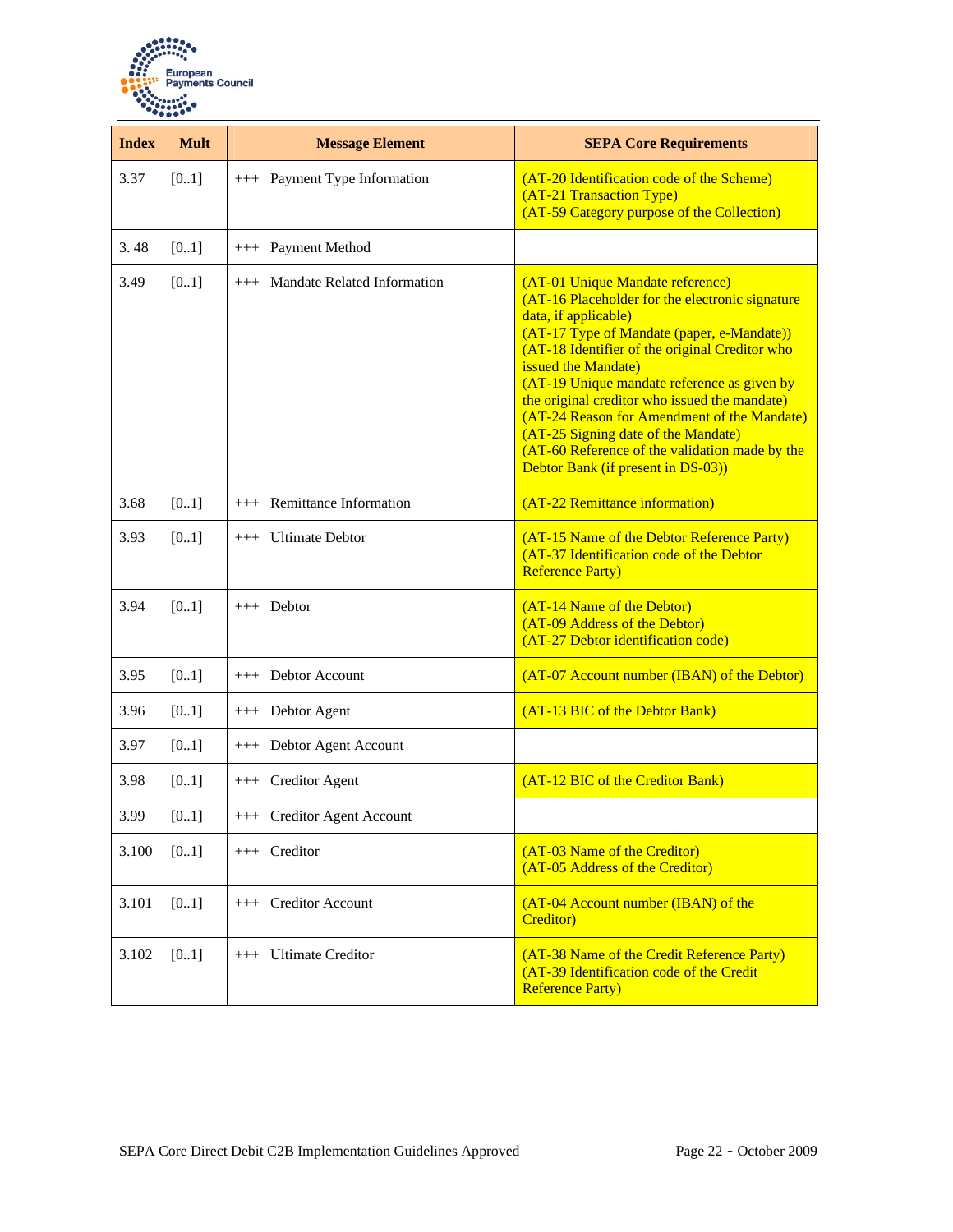| Index | Mult | Message Element | SEPA Core Requirements |
|---|---|---|---|
| 3.37 | [0..1] | +++ Payment Type Information | (AT-20 Identification code of the Scheme)<br>(AT-21 Transaction Type)<br>(AT-59 Category purpose of the Collection) |
| 3. 48 | [0..1] | +++ Payment Method | |
| 3.49 | [0..1] | +++ Mandate Related Information | (AT-01 Unique Mandate reference)<br>(AT-16 Placeholder for the electronic signature data, if applicable)<br>(AT-17 Type of Mandate (paper, e-Mandate))<br>(AT-18 Identifier of the original Creditor who issued the Mandate)<br>(AT-19 Unique mandate reference as given by the original creditor who issued the mandate)<br>(AT-24 Reason for Amendment of the Mandate)<br>(AT-25 Signing date of the Mandate)<br>(AT-60 Reference of the validation made by the Debtor Bank (if present in DS-03)) |
| 3.68 | [0..1] | +++ Remittance Information | (AT-22 Remittance information) |
| 3.93 | [0..1] | +++ Ultimate Debtor | (AT-15 Name of the Debtor Reference Party)<br>(AT-37 Identification code of the Debtor Reference Party) |
| 3.94 | [0..1] | +++ Debtor | (AT-14 Name of the Debtor)<br>(AT-09 Address of the Debtor)<br>(AT-27 Debtor identification code) |
| 3.95 | [0..1] | +++ Debtor Account | (AT-07 Account number (IBAN) of the Debtor) |
| 3.96 | [0..1] | +++ Debtor Agent | (AT-13 BIC of the Debtor Bank) |
| 3.97 | [0..1] | +++ Debtor Agent Account | |
| 3.98 | [0..1] | +++ Creditor Agent | (AT-12 BIC of the Creditor Bank) |
| 3.99 | [0..1] | +++ Creditor Agent Account | |
| 3.100 | [0..1] | +++ Creditor | (AT-03 Name of the Creditor)<br>(AT-05 Address of the Creditor) |
| 3.101 | [0..1] | +++ Creditor Account | (AT-04 Account number (IBAN) of the Creditor) |
| 3.102 | [0..1] | +++ Ultimate Creditor | (AT-38 Name of the Credit Reference Party)<br>(AT-39 Identification code of the Credit Reference Party) |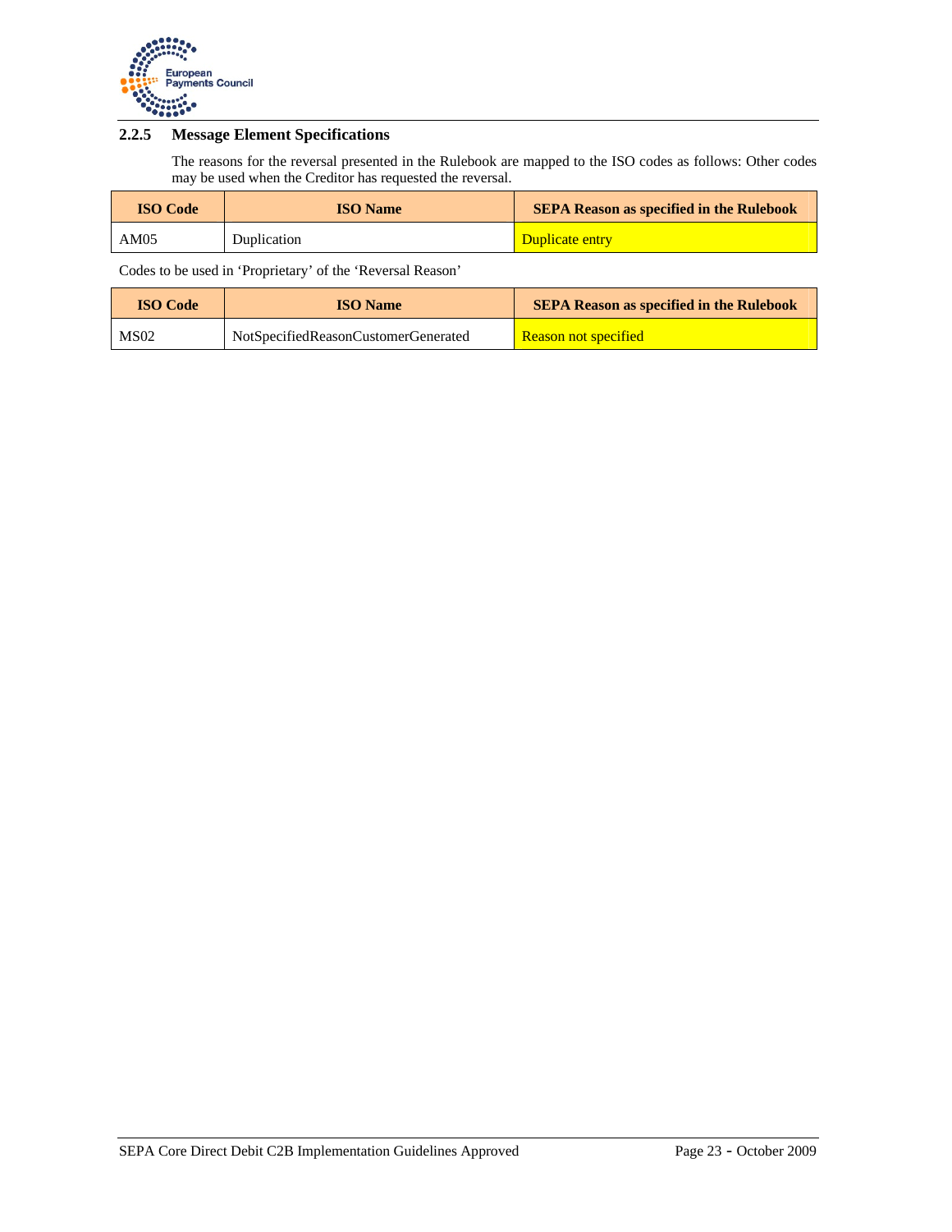### 2.2.5 Message Element Specifications

The reasons for the reversal presented in the Rulebook are mapped to the ISO codes as follows: Other codes may be used when the Creditor has requested the reversal.

| ISO Code | ISO Name | SEPA Reason as specified in the Rulebook |
|---|---|---|
| AM05 | Duplication | Duplicate entry |

Codes to be used in 'Proprietary' of the 'Reversal Reason'

| ISO Code | ISO Name | SEPA Reason as specified in the Rulebook |
|---|---|---|
| MS02 | NotSpecifiedReasonCustomerGenerated | Reason not specified |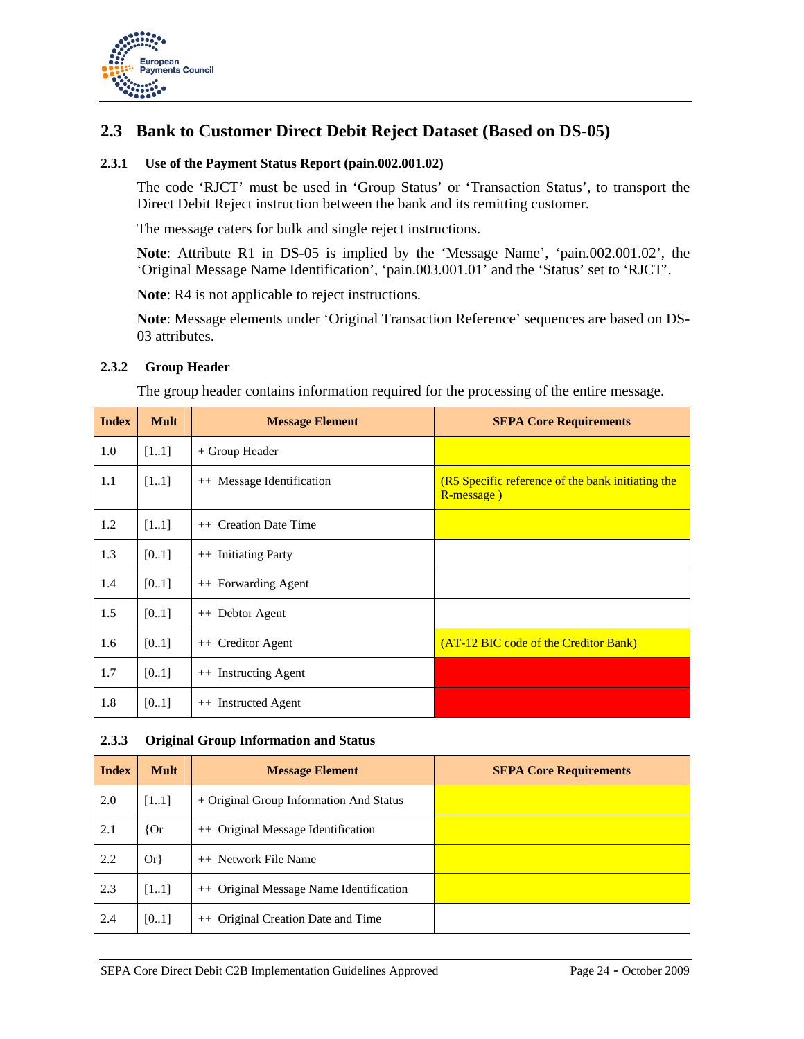## 2.3 Bank to Customer Direct Debit Reject Dataset (Based on DS-05)

### 2.3.1 Use of the Payment Status Report (pain.002.001.02)

The code 'RJCT' must be used in 'Group Status' or 'Transaction Status', to transport the Direct Debit Reject instruction between the bank and its remitting customer.

The message caters for bulk and single reject instructions.

**Note**: Attribute R1 in DS-05 is implied by the 'Message Name', 'pain.002.001.02', the 'Original Message Name Identification', 'pain.003.001.01' and the 'Status' set to 'RJCT'.

**Note**: R4 is not applicable to reject instructions.

**Note**: Message elements under 'Original Transaction Reference' sequences are based on DS-03 attributes.

### 2.3.2 Group Header

The group header contains information required for the processing of the entire message.

| Index | Mult | Message Element | SEPA Core Requirements |
|---|---|---|---|
| 1.0 | [1..1] | + Group Header | |
| 1.1 | [1..1] | ++ Message Identification | (R5 Specific reference of the bank initiating the R-message ) |
| 1.2 | [1..1] | ++ Creation Date Time | |
| 1.3 | [0..1] | ++ Initiating Party | |
| 1.4 | [0..1] | ++ Forwarding Agent | |
| 1.5 | [0..1] | ++ Debtor Agent | |
| 1.6 | [0..1] | ++ Creditor Agent | (AT-12 BIC code of the Creditor Bank) |
| 1.7 | [0..1] | ++ Instructing Agent | |
| 1.8 | [0..1] | ++ Instructed Agent | |

### 2.3.3 Original Group Information and Status

| Index | Mult | Message Element | SEPA Core Requirements |
|---|---|---|---|
| 2.0 | [1..1] | + Original Group Information And Status | |
| 2.1 | {Or | ++ Original Message Identification | |
| 2.2 | Or} | ++ Network File Name | |
| 2.3 | [1..1] | ++ Original Message Name Identification | |
| 2.4 | [0..1] | ++ Original Creation Date and Time | |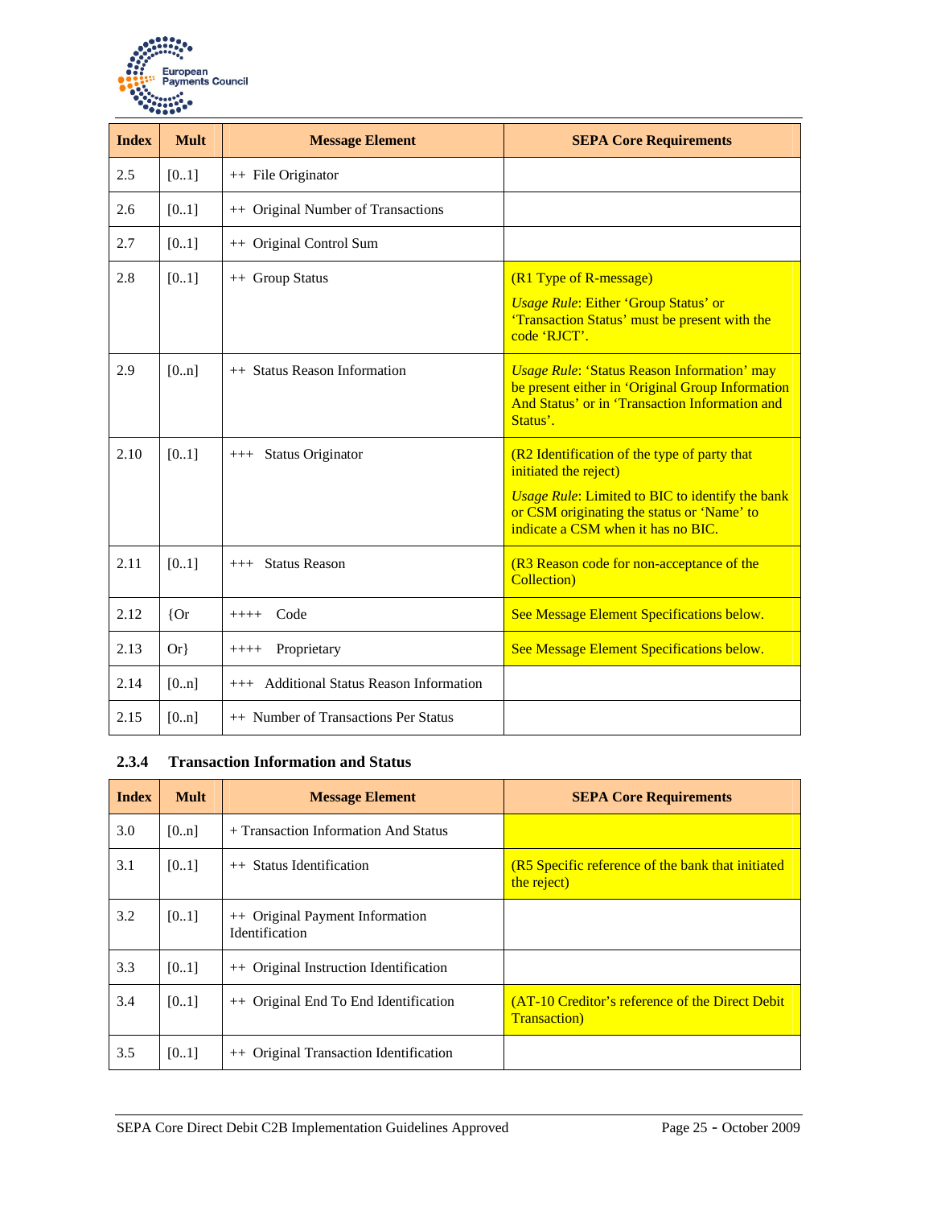| Index | Mult | Message Element | SEPA Core Requirements |
| --- | --- | --- | --- |
| 2.5 | [0..1] | ++ File Originator | |
| 2.6 | [0..1] | ++ Original Number of Transactions | |
| 2.7 | [0..1] | ++ Original Control Sum | |
| 2.8 | [0..1] | ++ Group Status | (R1 Type of R-message)<br>*Usage Rule*: Either 'Group Status' or 'Transaction Status' must be present with the code 'RJCT'. |
| 2.9 | [0..n] | ++ Status Reason Information | *Usage Rule*: 'Status Reason Information' may be present either in 'Original Group Information And Status' or in 'Transaction Information and Status'. |
| 2.10 | [0..1] | +++ Status Originator | (R2 Identification of the type of party that initiated the reject)<br>*Usage Rule*: Limited to BIC to identify the bank or CSM originating the status or 'Name' to indicate a CSM when it has no BIC. |
| 2.11 | [0..1] | +++ Status Reason | (R3 Reason code for non-acceptance of the Collection) |
| 2.12 | {Or | ++++ Code | See Message Element Specifications below. |
| 2.13 | Or} | ++++ Proprietary | See Message Element Specifications below. |
| 2.14 | [0..n] | +++ Additional Status Reason Information | |
| 2.15 | [0..n] | ++ Number of Transactions Per Status | |

### 2.3.4 Transaction Information and Status

| Index | Mult | Message Element | SEPA Core Requirements |
| --- | --- | --- | --- |
| 3.0 | [0..n] | + Transaction Information And Status | |
| 3.1 | [0..1] | ++ Status Identification | (R5 Specific reference of the bank that initiated the reject) |
| 3.2 | [0..1] | ++ Original Payment Information Identification | |
| 3.3 | [0..1] | ++ Original Instruction Identification | |
| 3.4 | [0..1] | ++ Original End To End Identification | (AT-10 Creditor's reference of the Direct Debit Transaction) |
| 3.5 | [0..1] | ++ Original Transaction Identification | |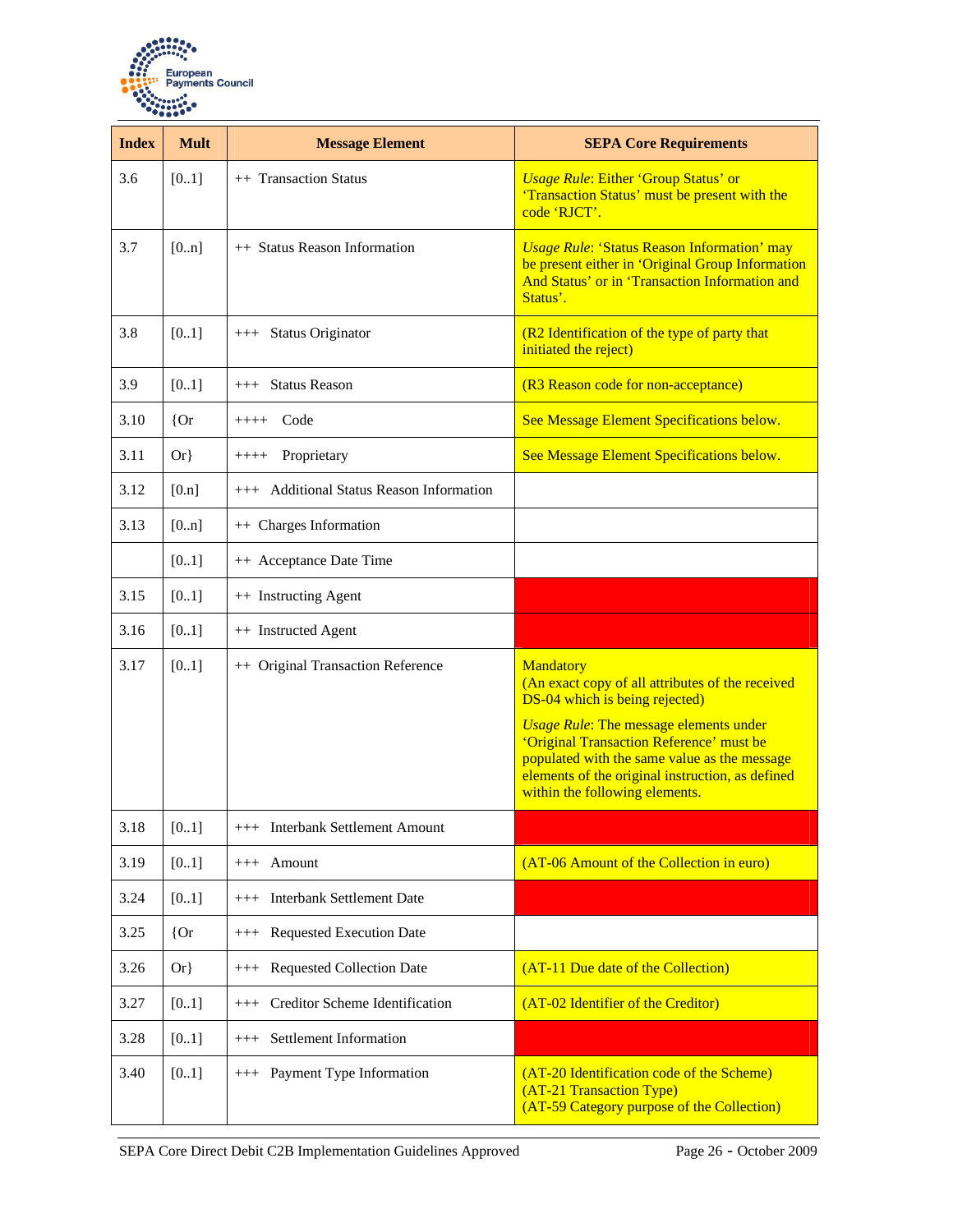| Index | Mult | Message Element | SEPA Core Requirements |
|---|---|---|---|
| 3.6 | [0..1] | ++ Transaction Status | *Usage Rule*: Either 'Group Status' or 'Transaction Status' must be present with the code 'RJCT'. |
| 3.7 | [0..n] | ++ Status Reason Information | *Usage Rule*: 'Status Reason Information' may be present either in 'Original Group Information And Status' or in 'Transaction Information and Status'. |
| 3.8 | [0..1] | +++ Status Originator | (R2 Identification of the type of party that initiated the reject) |
| 3.9 | [0..1] | +++ Status Reason | (R3 Reason code for non-acceptance) |
| 3.10 | {Or | ++++ Code | See Message Element Specifications below. |
| 3.11 | Or} | ++++ Proprietary | See Message Element Specifications below. |
| 3.12 | [0.n] | +++ Additional Status Reason Information | |
| 3.13 | [0..n] | ++ Charges Information | |
| | [0..1] | ++ Acceptance Date Time | |
| 3.15 | [0..1] | ++ Instructing Agent | |
| 3.16 | [0..1] | ++ Instructed Agent | |
| 3.17 | [0..1] | ++ Original Transaction Reference | Mandatory<br>(An exact copy of all attributes of the received DS-04 which is being rejected)<br>*Usage Rule*: The message elements under 'Original Transaction Reference' must be populated with the same value as the message elements of the original instruction, as defined within the following elements. |
| 3.18 | [0..1] | +++ Interbank Settlement Amount | |
| 3.19 | [0..1] | +++ Amount | (AT-06 Amount of the Collection in euro) |
| 3.24 | [0..1] | +++ Interbank Settlement Date | |
| 3.25 | {Or | +++ Requested Execution Date | |
| 3.26 | Or} | +++ Requested Collection Date | (AT-11 Due date of the Collection) |
| 3.27 | [0..1] | +++ Creditor Scheme Identification | (AT-02 Identifier of the Creditor) |
| 3.28 | [0..1] | +++ Settlement Information | |
| 3.40 | [0..1] | +++ Payment Type Information | (AT-20 Identification code of the Scheme)<br>(AT-21 Transaction Type)<br>(AT-59 Category purpose of the Collection) |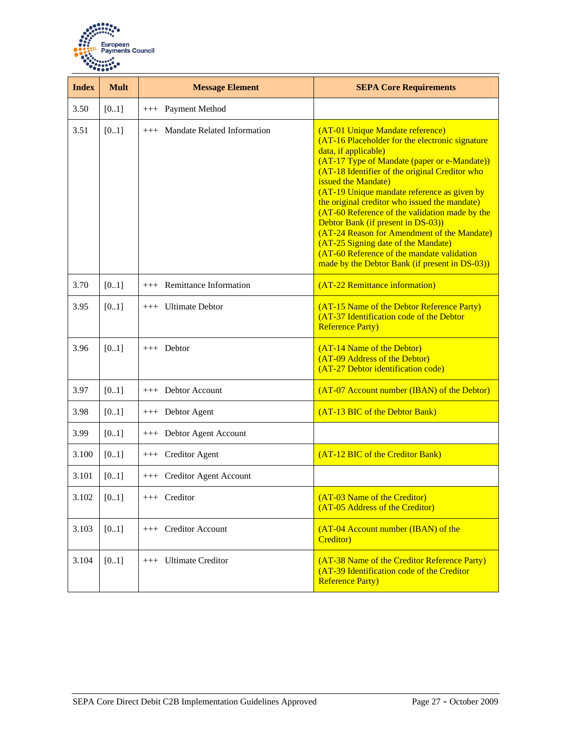| Index | Mult | Message Element | SEPA Core Requirements |
|---|---|---|---|
| 3.50 | [0..1] | +++ Payment Method | |
| 3.51 | [0..1] | +++ Mandate Related Information | (AT-01 Unique Mandate reference)<br>(AT-16 Placeholder for the electronic signature data, if applicable)<br>(AT-17 Type of Mandate (paper or e-Mandate))<br>(AT-18 Identifier of the original Creditor who issued the Mandate)<br>(AT-19 Unique mandate reference as given by the original creditor who issued the mandate)<br>(AT-60 Reference of the validation made by the Debtor Bank (if present in DS-03))<br>(AT-24 Reason for Amendment of the Mandate)<br>(AT-25 Signing date of the Mandate)<br>(AT-60 Reference of the mandate validation made by the Debtor Bank (if present in DS-03)) |
| 3.70 | [0..1] | +++ Remittance Information | (AT-22 Remittance information) |
| 3.95 | [0..1] | +++ Ultimate Debtor | (AT-15 Name of the Debtor Reference Party)<br>(AT-37 Identification code of the Debtor Reference Party) |
| 3.96 | [0..1] | +++ Debtor | (AT-14 Name of the Debtor)<br>(AT-09 Address of the Debtor)<br>(AT-27 Debtor identification code) |
| 3.97 | [0..1] | +++ Debtor Account | (AT-07 Account number (IBAN) of the Debtor) |
| 3.98 | [0..1] | +++ Debtor Agent | (AT-13 BIC of the Debtor Bank) |
| 3.99 | [0..1] | +++ Debtor Agent Account | |
| 3.100 | [0..1] | +++ Creditor Agent | (AT-12 BIC of the Creditor Bank) |
| 3.101 | [0..1] | +++ Creditor Agent Account | |
| 3.102 | [0..1] | +++ Creditor | (AT-03 Name of the Creditor)<br>(AT-05 Address of the Creditor) |
| 3.103 | [0..1] | +++ Creditor Account | (AT-04 Account number (IBAN) of the Creditor) |
| 3.104 | [0..1] | +++ Ultimate Creditor | (AT-38 Name of the Creditor Reference Party)<br>(AT-39 Identification code of the Creditor Reference Party) |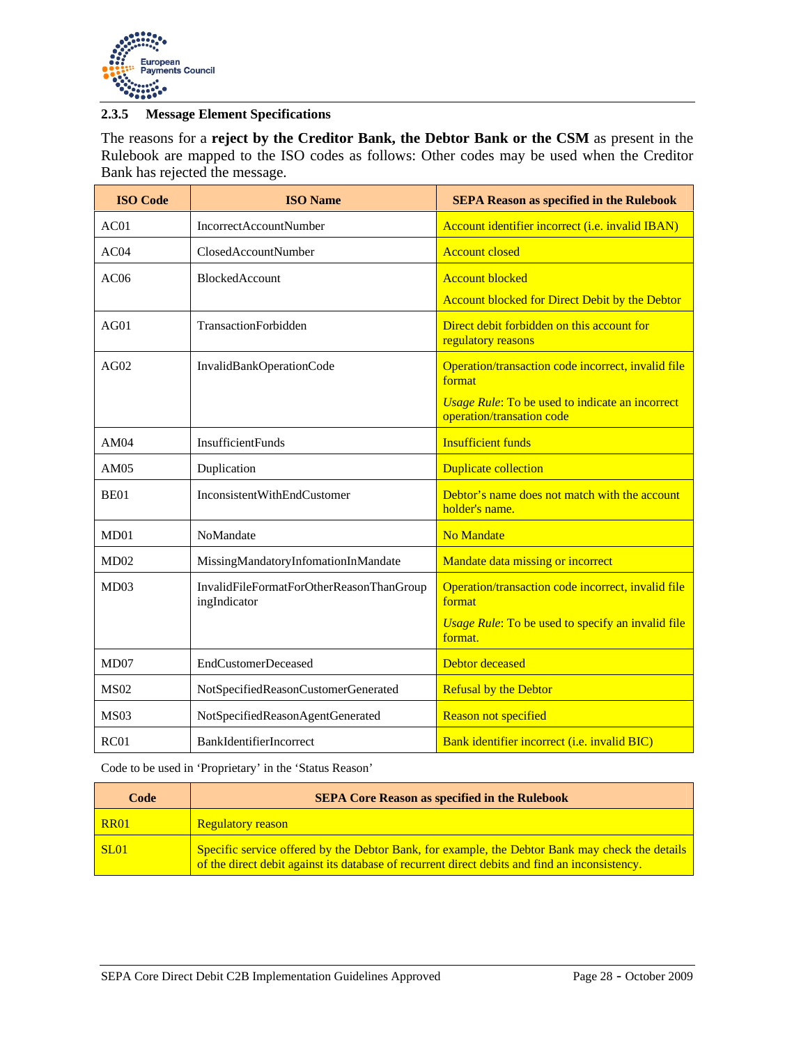### 2.3.5 Message Element Specifications

The reasons for a **reject by the Creditor Bank, the Debtor Bank or the CSM** as present in the Rulebook are mapped to the ISO codes as follows: Other codes may be used when the Creditor Bank has rejected the message.

| ISO Code | ISO Name | SEPA Reason as specified in the Rulebook |
|---|---|---|
| AC01 | IncorrectAccountNumber | Account identifier incorrect (i.e. invalid IBAN) |
| AC04 | ClosedAccountNumber | Account closed |
| AC06 | BlockedAccount | Account blocked<br>Account blocked for Direct Debit by the Debtor |
| AG01 | TransactionForbidden | Direct debit forbidden on this account for regulatory reasons |
| AG02 | InvalidBankOperationCode | Operation/transaction code incorrect, invalid file format<br>*Usage Rule*: To be used to indicate an incorrect operation/transation code |
| AM04 | InsufficientFunds | Insufficient funds |
| AM05 | Duplication | Duplicate collection |
| BE01 | InconsistentWithEndCustomer | Debtor's name does not match with the account holder's name. |
| MD01 | NoMandate | No Mandate |
| MD02 | MissingMandatoryInfomationInMandate | Mandate data missing or incorrect |
| MD03 | InvalidFileFormatForOtherReasonThanGroupingIndicator | Operation/transaction code incorrect, invalid file format<br>*Usage Rule*: To be used to specify an invalid file format. |
| MD07 | EndCustomerDeceased | Debtor deceased |
| MS02 | NotSpecifiedReasonCustomerGenerated | Refusal by the Debtor |
| MS03 | NotSpecifiedReasonAgentGenerated | Reason not specified |
| RC01 | BankIdentifierIncorrect | Bank identifier incorrect (i.e. invalid BIC) |

Code to be used in 'Proprietary' in the 'Status Reason'

| Code | SEPA Core Reason as specified in the Rulebook |
|---|---|
| RR01 | Regulatory reason |
| SL01 | Specific service offered by the Debtor Bank, for example, the Debtor Bank may check the details of the direct debit against its database of recurrent direct debits and find an inconsistency. |